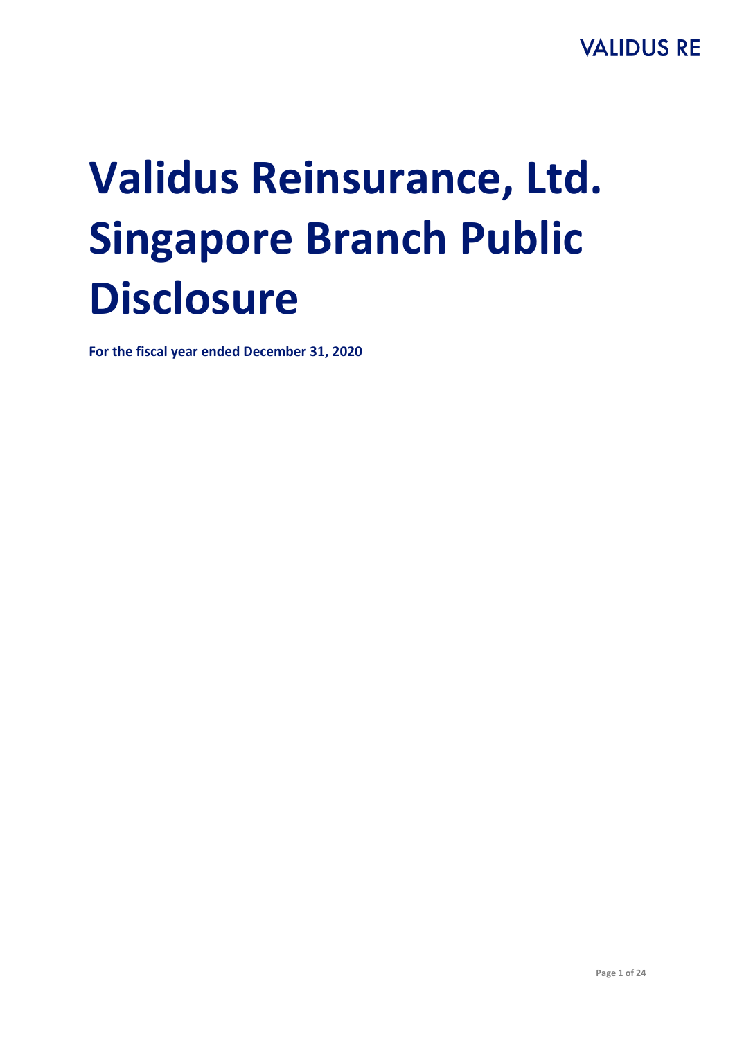VALIDUS RE

# Validus Reinsurance, Ltd. Singapore Branch Public Disclosure

**For the fiscal year ended December 31, 2020**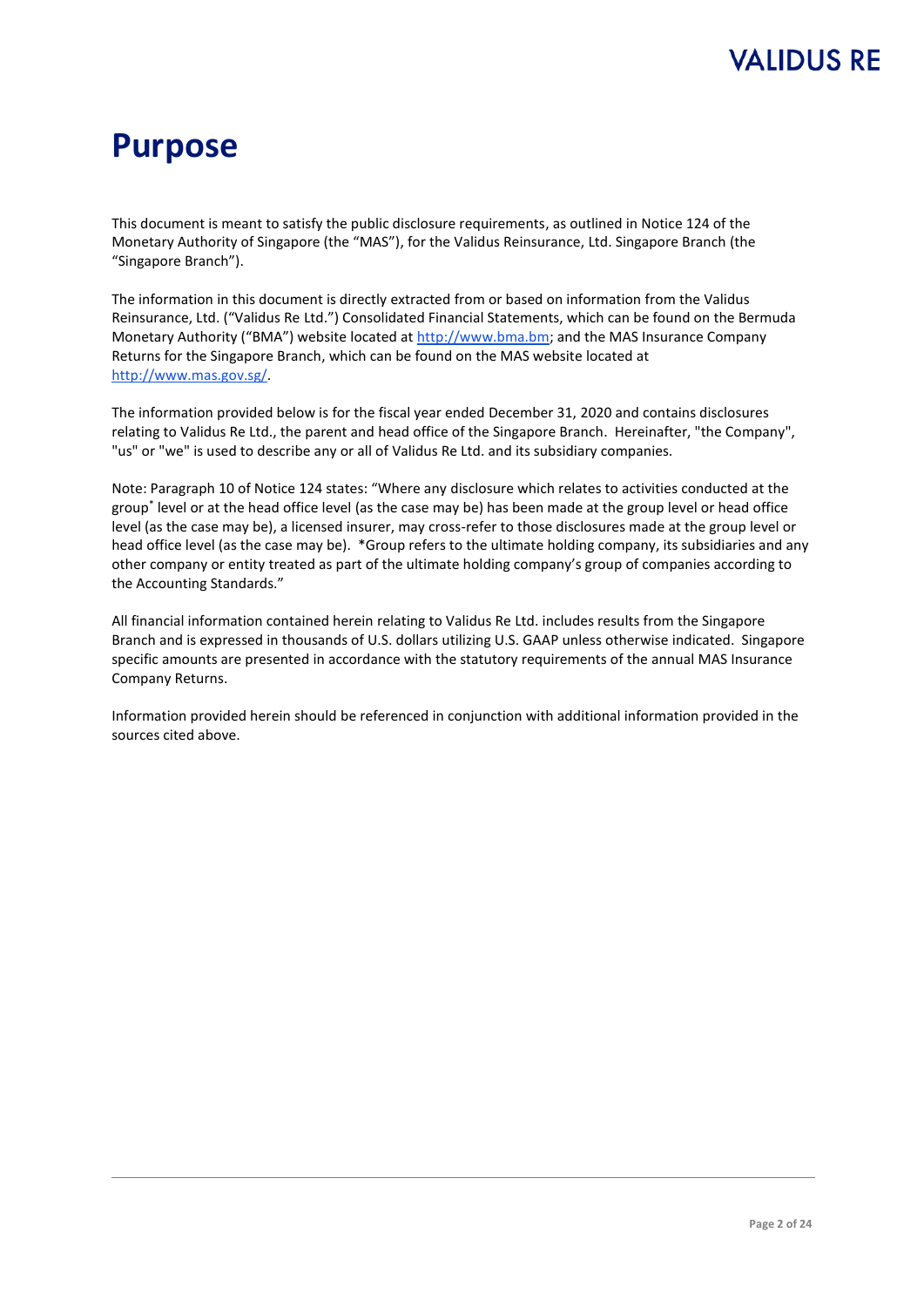# Purpose

This document is meant to satisfy the public disclosure requirements, as outlined in Notice 124 of the Monetary Authority of Singapore (the "MAS"), for the Validus Reinsurance, Ltd. Singapore Branch (the "Singapore Branch").

The information in this document is directly extracted from or based on information from the Validus Reinsurance, Ltd. ("Validus Re Ltd.") Consolidated Financial Statements, which can be found on the Bermuda Monetary Authority ("BMA") website located at http://www.bma.bm; and the MAS Insurance Company Returns for the Singapore Branch, which can be found on the MAS website located at http://www.mas.gov.sg/.

The information provided below is for the fiscal year ended December 31, 2020 and contains disclosures relating to Validus Re Ltd., the parent and head office of the Singapore Branch. Hereinafter, "the Company", "us" or "we" is used to describe any or all of Validus Re Ltd. and its subsidiary companies.

Note: Paragraph 10 of Notice 124 states: "Where any disclosure which relates to activities conducted at the group* level or at the head office level (as the case may be) has been made at the group level or head office level (as the case may be), a licensed insurer, may cross-refer to those disclosures made at the group level or head office level (as the case may be). *Group refers to the ultimate holding company, its subsidiaries and any other company or entity treated as part of the ultimate holding company's group of companies according to the Accounting Standards."

All financial information contained herein relating to Validus Re Ltd. includes results from the Singapore Branch and is expressed in thousands of U.S. dollars utilizing U.S. GAAP unless otherwise indicated. Singapore specific amounts are presented in accordance with the statutory requirements of the annual MAS Insurance Company Returns.

Information provided herein should be referenced in conjunction with additional information provided in the sources cited above.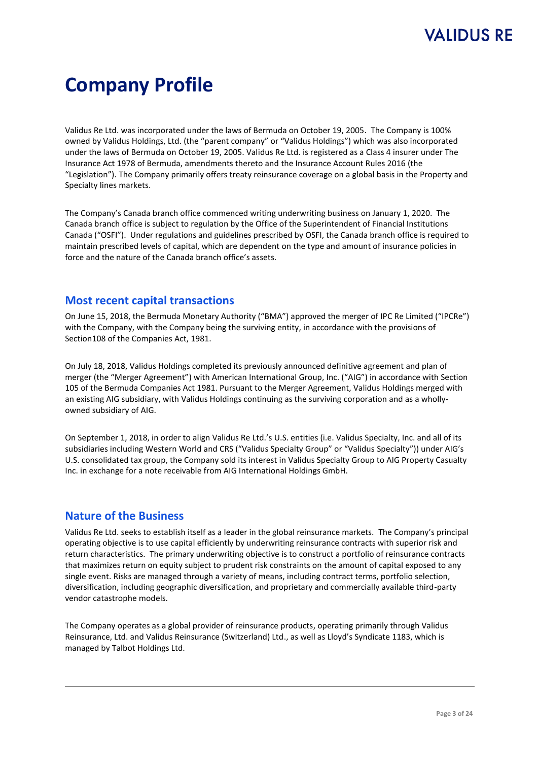# Company Profile

Validus Re Ltd. was incorporated under the laws of Bermuda on October 19, 2005. The Company is 100% owned by Validus Holdings, Ltd. (the "parent company" or "Validus Holdings") which was also incorporated under the laws of Bermuda on October 19, 2005. Validus Re Ltd. is registered as a Class 4 insurer under The Insurance Act 1978 of Bermuda, amendments thereto and the Insurance Account Rules 2016 (the "Legislation"). The Company primarily offers treaty reinsurance coverage on a global basis in the Property and Specialty lines markets.

The Company's Canada branch office commenced writing underwriting business on January 1, 2020. The Canada branch office is subject to regulation by the Office of the Superintendent of Financial Institutions Canada ("OSFI"). Under regulations and guidelines prescribed by OSFI, the Canada branch office is required to maintain prescribed levels of capital, which are dependent on the type and amount of insurance policies in force and the nature of the Canada branch office's assets.

## Most recent capital transactions

On June 15, 2018, the Bermuda Monetary Authority ("BMA") approved the merger of IPC Re Limited ("IPCRe") with the Company, with the Company being the surviving entity, in accordance with the provisions of Section108 of the Companies Act, 1981.

On July 18, 2018, Validus Holdings completed its previously announced definitive agreement and plan of merger (the "Merger Agreement") with American International Group, Inc. ("AIG") in accordance with Section 105 of the Bermuda Companies Act 1981. Pursuant to the Merger Agreement, Validus Holdings merged with an existing AIG subsidiary, with Validus Holdings continuing as the surviving corporation and as a wholly-owned subsidiary of AIG.

On September 1, 2018, in order to align Validus Re Ltd.'s U.S. entities (i.e. Validus Specialty, Inc. and all of its subsidiaries including Western World and CRS ("Validus Specialty Group" or "Validus Specialty")) under AIG's U.S. consolidated tax group, the Company sold its interest in Validus Specialty Group to AIG Property Casualty Inc. in exchange for a note receivable from AIG International Holdings GmbH.

## Nature of the Business

Validus Re Ltd. seeks to establish itself as a leader in the global reinsurance markets. The Company's principal operating objective is to use capital efficiently by underwriting reinsurance contracts with superior risk and return characteristics. The primary underwriting objective is to construct a portfolio of reinsurance contracts that maximizes return on equity subject to prudent risk constraints on the amount of capital exposed to any single event. Risks are managed through a variety of means, including contract terms, portfolio selection, diversification, including geographic diversification, and proprietary and commercially available third-party vendor catastrophe models.

The Company operates as a global provider of reinsurance products, operating primarily through Validus Reinsurance, Ltd. and Validus Reinsurance (Switzerland) Ltd., as well as Lloyd's Syndicate 1183, which is managed by Talbot Holdings Ltd.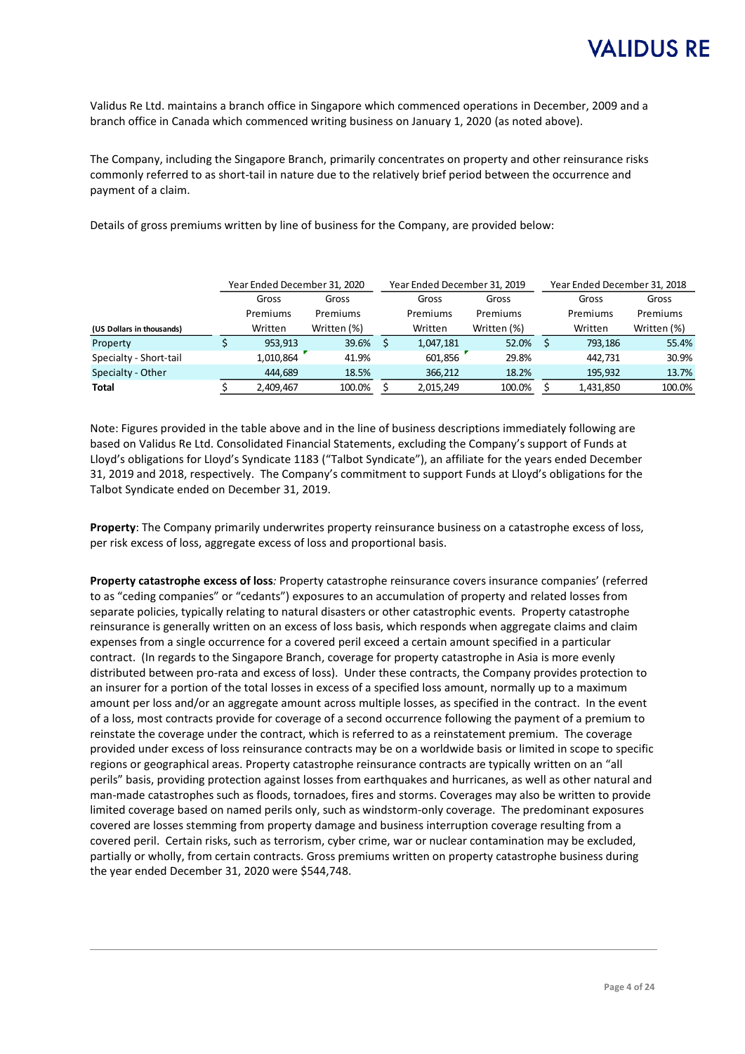Validus Re Ltd. maintains a branch office in Singapore which commenced operations in December, 2009 and a branch office in Canada which commenced writing business on January 1, 2020 (as noted above).

The Company, including the Singapore Branch, primarily concentrates on property and other reinsurance risks commonly referred to as short-tail in nature due to the relatively brief period between the occurrence and payment of a claim.

Details of gross premiums written by line of business for the Company, are provided below:

| | Year Ended December 31, 2020 | | Year Ended December 31, 2019 | | Year Ended December 31, 2018 | |
|---|---|---|---|---|---|---|
| **(US Dollars in thousands)** | Gross Premiums Written | Gross Premiums Written (%) | Gross Premiums Written | Gross Premiums Written (%) | Gross Premiums Written | Gross Premiums Written (%) |
| Property | $ 953,913 | 39.6% | $ 1,047,181 | 52.0% | $ 793,186 | 55.4% |
| Specialty - Short-tail | 1,010,864 | 41.9% | 601,856 | 29.8% | 442,731 | 30.9% |
| Specialty - Other | 444,689 | 18.5% | 366,212 | 18.2% | 195,932 | 13.7% |
| **Total** | $ 2,409,467 | 100.0% | $ 2,015,249 | 100.0% | $ 1,431,850 | 100.0% |

Note: Figures provided in the table above and in the line of business descriptions immediately following are based on Validus Re Ltd. Consolidated Financial Statements, excluding the Company's support of Funds at Lloyd's obligations for Lloyd's Syndicate 1183 ("Talbot Syndicate"), an affiliate for the years ended December 31, 2019 and 2018, respectively. The Company's commitment to support Funds at Lloyd's obligations for the Talbot Syndicate ended on December 31, 2019.

**Property**: The Company primarily underwrites property reinsurance business on a catastrophe excess of loss, per risk excess of loss, aggregate excess of loss and proportional basis.

**Property catastrophe excess of loss***:* Property catastrophe reinsurance covers insurance companies' (referred to as "ceding companies" or "cedants") exposures to an accumulation of property and related losses from separate policies, typically relating to natural disasters or other catastrophic events. Property catastrophe reinsurance is generally written on an excess of loss basis, which responds when aggregate claims and claim expenses from a single occurrence for a covered peril exceed a certain amount specified in a particular contract. (In regards to the Singapore Branch, coverage for property catastrophe in Asia is more evenly distributed between pro-rata and excess of loss). Under these contracts, the Company provides protection to an insurer for a portion of the total losses in excess of a specified loss amount, normally up to a maximum amount per loss and/or an aggregate amount across multiple losses, as specified in the contract. In the event of a loss, most contracts provide for coverage of a second occurrence following the payment of a premium to reinstate the coverage under the contract, which is referred to as a reinstatement premium. The coverage provided under excess of loss reinsurance contracts may be on a worldwide basis or limited in scope to specific regions or geographical areas. Property catastrophe reinsurance contracts are typically written on an "all perils" basis, providing protection against losses from earthquakes and hurricanes, as well as other natural and man-made catastrophes such as floods, tornadoes, fires and storms. Coverages may also be written to provide limited coverage based on named perils only, such as windstorm-only coverage. The predominant exposures covered are losses stemming from property damage and business interruption coverage resulting from a covered peril. Certain risks, such as terrorism, cyber crime, war or nuclear contamination may be excluded, partially or wholly, from certain contracts. Gross premiums written on property catastrophe business during the year ended December 31, 2020 were $544,748.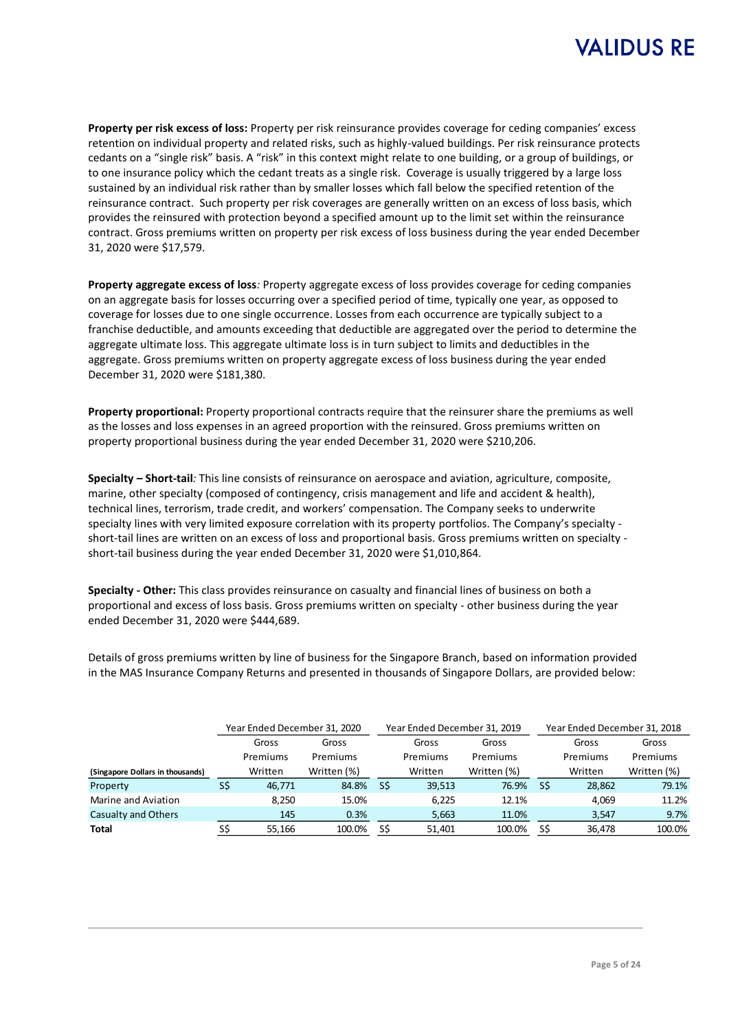**Property per risk excess of loss:** Property per risk reinsurance provides coverage for ceding companies' excess retention on individual property and related risks, such as highly-valued buildings. Per risk reinsurance protects cedants on a "single risk" basis. A "risk" in this context might relate to one building, or a group of buildings, or to one insurance policy which the cedant treats as a single risk. Coverage is usually triggered by a large loss sustained by an individual risk rather than by smaller losses which fall below the specified retention of the reinsurance contract. Such property per risk coverages are generally written on an excess of loss basis, which provides the reinsured with protection beyond a specified amount up to the limit set within the reinsurance contract. Gross premiums written on property per risk excess of loss business during the year ended December 31, 2020 were $17,579.

**Property aggregate excess of loss***:* Property aggregate excess of loss provides coverage for ceding companies on an aggregate basis for losses occurring over a specified period of time, typically one year, as opposed to coverage for losses due to one single occurrence. Losses from each occurrence are typically subject to a franchise deductible, and amounts exceeding that deductible are aggregated over the period to determine the aggregate ultimate loss. This aggregate ultimate loss is in turn subject to limits and deductibles in the aggregate. Gross premiums written on property aggregate excess of loss business during the year ended December 31, 2020 were $181,380.

**Property proportional:** Property proportional contracts require that the reinsurer share the premiums as well as the losses and loss expenses in an agreed proportion with the reinsured. Gross premiums written on property proportional business during the year ended December 31, 2020 were $210,206.

**Specialty – Short-tail***:* This line consists of reinsurance on aerospace and aviation, agriculture, composite, marine, other specialty (composed of contingency, crisis management and life and accident & health), technical lines, terrorism, trade credit, and workers' compensation. The Company seeks to underwrite specialty lines with very limited exposure correlation with its property portfolios. The Company's specialty - short-tail lines are written on an excess of loss and proportional basis. Gross premiums written on specialty - short-tail business during the year ended December 31, 2020 were $1,010,864.

**Specialty - Other:** This class provides reinsurance on casualty and financial lines of business on both a proportional and excess of loss basis. Gross premiums written on specialty - other business during the year ended December 31, 2020 were $444,689.

Details of gross premiums written by line of business for the Singapore Branch, based on information provided in the MAS Insurance Company Returns and presented in thousands of Singapore Dollars, are provided below:

| | Year Ended December 31, 2020 | | Year Ended December 31, 2019 | | Year Ended December 31, 2018 | |
|---|---|---|---|---|---|---|
| **(Singapore Dollars in thousands)** | Gross Premiums Written | Gross Premiums Written (%) | Gross Premiums Written | Gross Premiums Written (%) | Gross Premiums Written | Gross Premiums Written (%) |
| Property | S$ 46,771 | 84.8% | S$ 39,513 | 76.9% | S$ 28,862 | 79.1% |
| Marine and Aviation | 8,250 | 15.0% | 6,225 | 12.1% | 4,069 | 11.2% |
| Casualty and Others | 145 | 0.3% | 5,663 | 11.0% | 3,547 | 9.7% |
| **Total** | S$ 55,166 | 100.0% | S$ 51,401 | 100.0% | S$ 36,478 | 100.0% |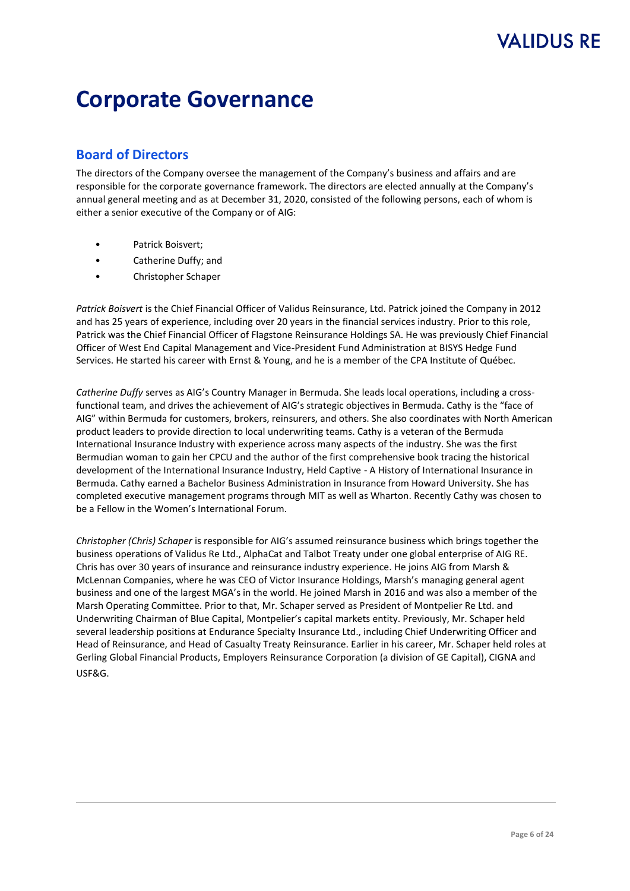// Corporate Governance

## Board of Directors

The directors of the Company oversee the management of the Company's business and affairs and are responsible for the corporate governance framework. The directors are elected annually at the Company's annual general meeting and as at December 31, 2020, consisted of the following persons, each of whom is either a senior executive of the Company or of AIG:

- Patrick Boisvert;
- Catherine Duffy; and
- Christopher Schaper

*Patrick Boisvert* is the Chief Financial Officer of Validus Reinsurance, Ltd. Patrick joined the Company in 2012 and has 25 years of experience, including over 20 years in the financial services industry. Prior to this role, Patrick was the Chief Financial Officer of Flagstone Reinsurance Holdings SA. He was previously Chief Financial Officer of West End Capital Management and Vice-President Fund Administration at BISYS Hedge Fund Services. He started his career with Ernst & Young, and he is a member of the CPA Institute of Québec.

*Catherine Duffy* serves as AIG's Country Manager in Bermuda. She leads local operations, including a cross-functional team, and drives the achievement of AIG's strategic objectives in Bermuda. Cathy is the "face of AIG" within Bermuda for customers, brokers, reinsurers, and others. She also coordinates with North American product leaders to provide direction to local underwriting teams. Cathy is a veteran of the Bermuda International Insurance Industry with experience across many aspects of the industry. She was the first Bermudian woman to gain her CPCU and the author of the first comprehensive book tracing the historical development of the International Insurance Industry, Held Captive - A History of International Insurance in Bermuda. Cathy earned a Bachelor Business Administration in Insurance from Howard University. She has completed executive management programs through MIT as well as Wharton. Recently Cathy was chosen to be a Fellow in the Women's International Forum.

*Christopher (Chris) Schaper* is responsible for AIG's assumed reinsurance business which brings together the business operations of Validus Re Ltd., AlphaCat and Talbot Treaty under one global enterprise of AIG RE. Chris has over 30 years of insurance and reinsurance industry experience. He joins AIG from Marsh & McLennan Companies, where he was CEO of Victor Insurance Holdings, Marsh's managing general agent business and one of the largest MGA's in the world. He joined Marsh in 2016 and was also a member of the Marsh Operating Committee. Prior to that, Mr. Schaper served as President of Montpelier Re Ltd. and Underwriting Chairman of Blue Capital, Montpelier's capital markets entity. Previously, Mr. Schaper held several leadership positions at Endurance Specialty Insurance Ltd., including Chief Underwriting Officer and Head of Reinsurance, and Head of Casualty Treaty Reinsurance. Earlier in his career, Mr. Schaper held roles at Gerling Global Financial Products, Employers Reinsurance Corporation (a division of GE Capital), CIGNA and USF&G.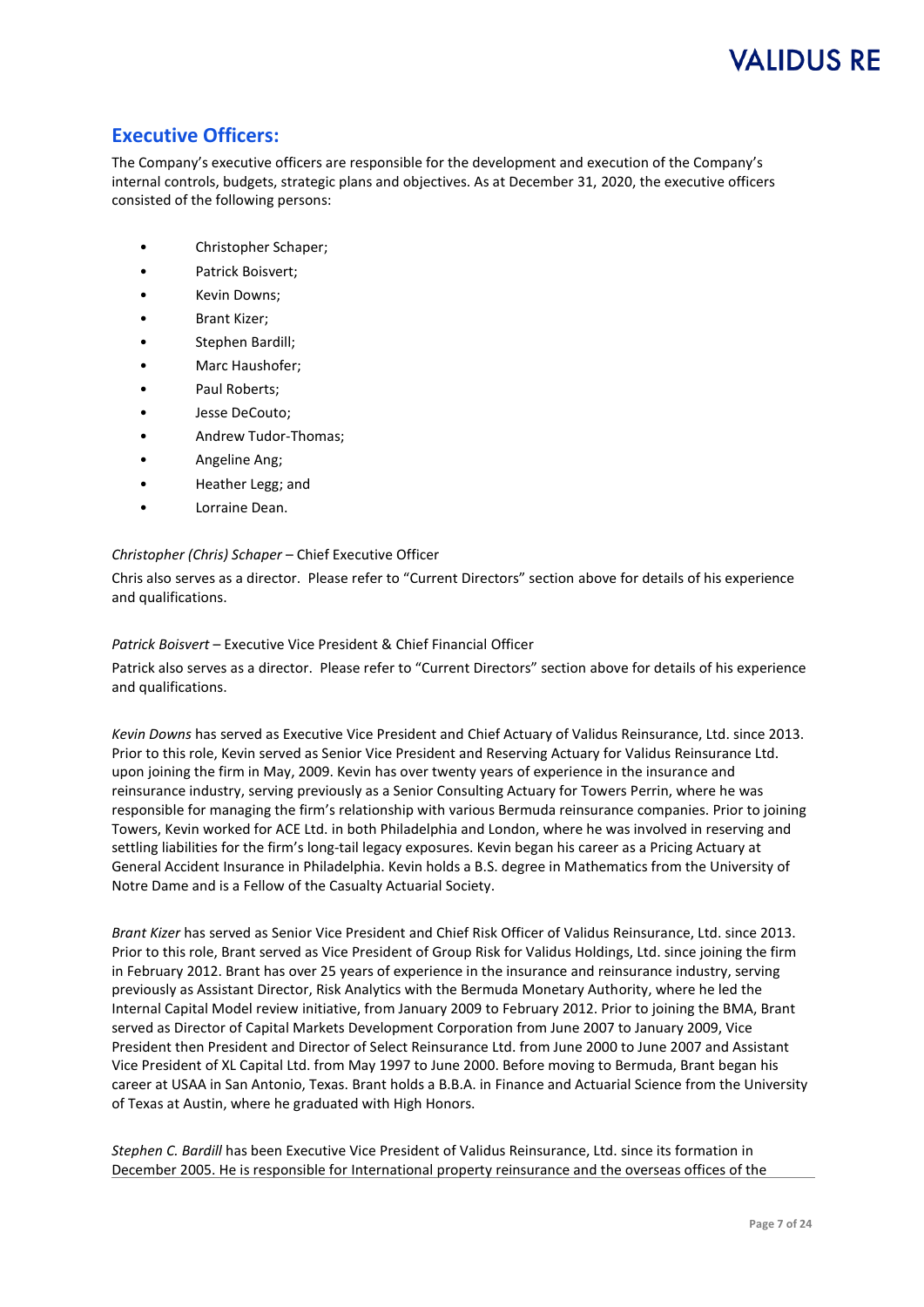## Executive Officers:

The Company's executive officers are responsible for the development and execution of the Company's internal controls, budgets, strategic plans and objectives. As at December 31, 2020, the executive officers consisted of the following persons:

- Christopher Schaper;
- Patrick Boisvert;
- Kevin Downs;
- Brant Kizer;
- Stephen Bardill;
- Marc Haushofer;
- Paul Roberts;
- Jesse DeCouto;
- Andrew Tudor-Thomas;
- Angeline Ang;
- Heather Legg; and
- Lorraine Dean.

*Christopher (Chris) Schaper* – Chief Executive Officer

Chris also serves as a director. Please refer to "Current Directors" section above for details of his experience and qualifications.

*Patrick Boisvert* – Executive Vice President & Chief Financial Officer

Patrick also serves as a director. Please refer to "Current Directors" section above for details of his experience and qualifications.

*Kevin Downs* has served as Executive Vice President and Chief Actuary of Validus Reinsurance, Ltd. since 2013. Prior to this role, Kevin served as Senior Vice President and Reserving Actuary for Validus Reinsurance Ltd. upon joining the firm in May, 2009. Kevin has over twenty years of experience in the insurance and reinsurance industry, serving previously as a Senior Consulting Actuary for Towers Perrin, where he was responsible for managing the firm's relationship with various Bermuda reinsurance companies. Prior to joining Towers, Kevin worked for ACE Ltd. in both Philadelphia and London, where he was involved in reserving and settling liabilities for the firm's long-tail legacy exposures. Kevin began his career as a Pricing Actuary at General Accident Insurance in Philadelphia. Kevin holds a B.S. degree in Mathematics from the University of Notre Dame and is a Fellow of the Casualty Actuarial Society.

*Brant Kizer* has served as Senior Vice President and Chief Risk Officer of Validus Reinsurance, Ltd. since 2013. Prior to this role, Brant served as Vice President of Group Risk for Validus Holdings, Ltd. since joining the firm in February 2012. Brant has over 25 years of experience in the insurance and reinsurance industry, serving previously as Assistant Director, Risk Analytics with the Bermuda Monetary Authority, where he led the Internal Capital Model review initiative, from January 2009 to February 2012. Prior to joining the BMA, Brant served as Director of Capital Markets Development Corporation from June 2007 to January 2009, Vice President then President and Director of Select Reinsurance Ltd. from June 2000 to June 2007 and Assistant Vice President of XL Capital Ltd. from May 1997 to June 2000. Before moving to Bermuda, Brant began his career at USAA in San Antonio, Texas. Brant holds a B.B.A. in Finance and Actuarial Science from the University of Texas at Austin, where he graduated with High Honors.

*Stephen C. Bardill* has been Executive Vice President of Validus Reinsurance, Ltd. since its formation in December 2005. He is responsible for International property reinsurance and the overseas offices of the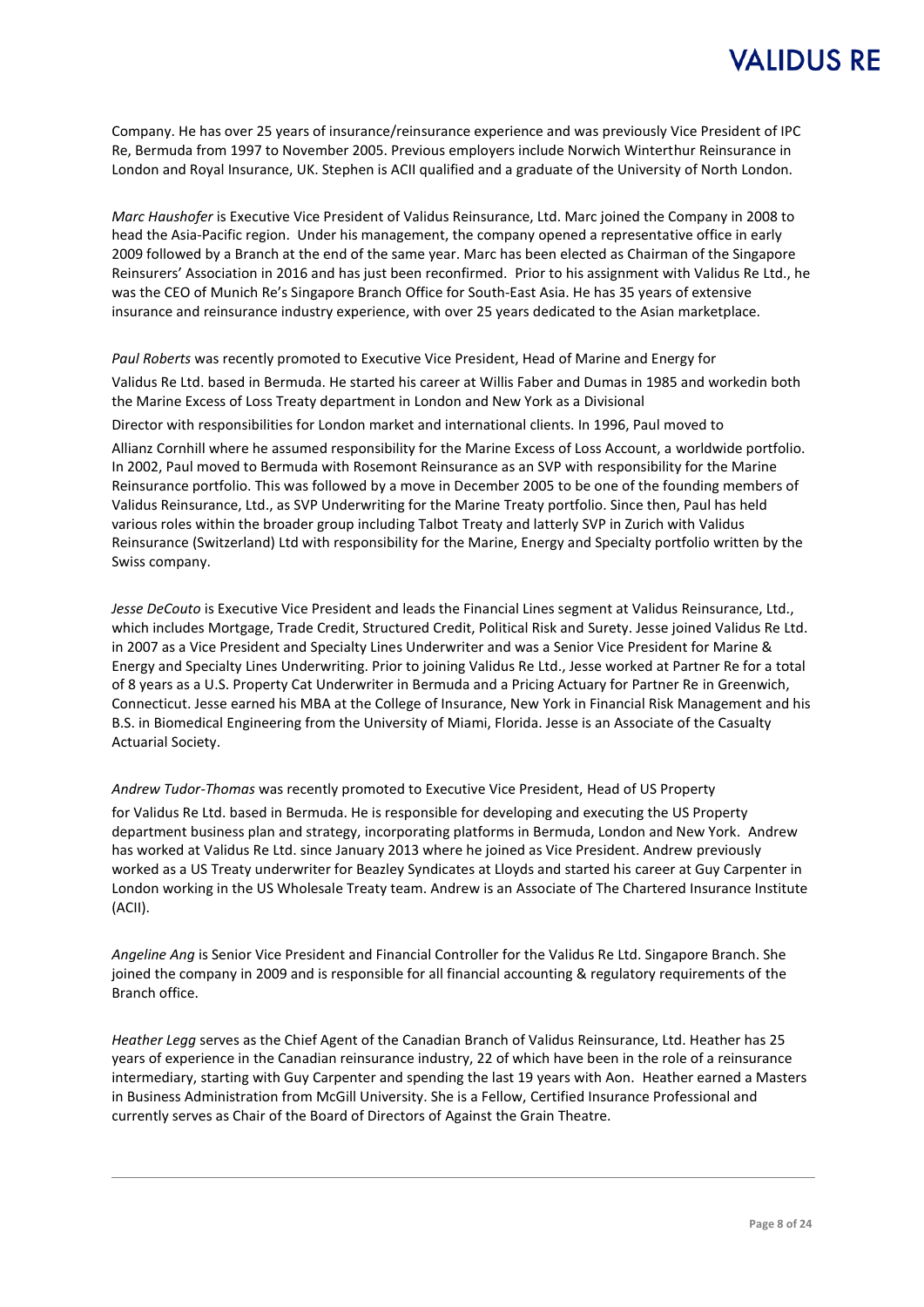Company. He has over 25 years of insurance/reinsurance experience and was previously Vice President of IPC Re, Bermuda from 1997 to November 2005. Previous employers include Norwich Winterthur Reinsurance in London and Royal Insurance, UK. Stephen is ACII qualified and a graduate of the University of North London.

*Marc Haushofer* is Executive Vice President of Validus Reinsurance, Ltd. Marc joined the Company in 2008 to head the Asia-Pacific region. Under his management, the company opened a representative office in early 2009 followed by a Branch at the end of the same year. Marc has been elected as Chairman of the Singapore Reinsurers' Association in 2016 and has just been reconfirmed. Prior to his assignment with Validus Re Ltd., he was the CEO of Munich Re's Singapore Branch Office for South-East Asia. He has 35 years of extensive insurance and reinsurance industry experience, with over 25 years dedicated to the Asian marketplace.

*Paul Roberts* was recently promoted to Executive Vice President, Head of Marine and Energy for Validus Re Ltd. based in Bermuda. He started his career at Willis Faber and Dumas in 1985 and workedin both the Marine Excess of Loss Treaty department in London and New York as a Divisional Director with responsibilities for London market and international clients. In 1996, Paul moved to Allianz Cornhill where he assumed responsibility for the Marine Excess of Loss Account, a worldwide portfolio. In 2002, Paul moved to Bermuda with Rosemont Reinsurance as an SVP with responsibility for the Marine Reinsurance portfolio. This was followed by a move in December 2005 to be one of the founding members of Validus Reinsurance, Ltd., as SVP Underwriting for the Marine Treaty portfolio. Since then, Paul has held various roles within the broader group including Talbot Treaty and latterly SVP in Zurich with Validus Reinsurance (Switzerland) Ltd with responsibility for the Marine, Energy and Specialty portfolio written by the Swiss company.

*Jesse DeCouto* is Executive Vice President and leads the Financial Lines segment at Validus Reinsurance, Ltd., which includes Mortgage, Trade Credit, Structured Credit, Political Risk and Surety. Jesse joined Validus Re Ltd. in 2007 as a Vice President and Specialty Lines Underwriter and was a Senior Vice President for Marine & Energy and Specialty Lines Underwriting. Prior to joining Validus Re Ltd., Jesse worked at Partner Re for a total of 8 years as a U.S. Property Cat Underwriter in Bermuda and a Pricing Actuary for Partner Re in Greenwich, Connecticut. Jesse earned his MBA at the College of Insurance, New York in Financial Risk Management and his B.S. in Biomedical Engineering from the University of Miami, Florida. Jesse is an Associate of the Casualty Actuarial Society.

*Andrew Tudor-Thomas* was recently promoted to Executive Vice President, Head of US Property for Validus Re Ltd. based in Bermuda. He is responsible for developing and executing the US Property department business plan and strategy, incorporating platforms in Bermuda, London and New York. Andrew has worked at Validus Re Ltd. since January 2013 where he joined as Vice President. Andrew previously worked as a US Treaty underwriter for Beazley Syndicates at Lloyds and started his career at Guy Carpenter in London working in the US Wholesale Treaty team. Andrew is an Associate of The Chartered Insurance Institute (ACII).

*Angeline Ang* is Senior Vice President and Financial Controller for the Validus Re Ltd. Singapore Branch. She joined the company in 2009 and is responsible for all financial accounting & regulatory requirements of the Branch office.

*Heather Legg* serves as the Chief Agent of the Canadian Branch of Validus Reinsurance, Ltd. Heather has 25 years of experience in the Canadian reinsurance industry, 22 of which have been in the role of a reinsurance intermediary, starting with Guy Carpenter and spending the last 19 years with Aon. Heather earned a Masters in Business Administration from McGill University. She is a Fellow, Certified Insurance Professional and currently serves as Chair of the Board of Directors of Against the Grain Theatre.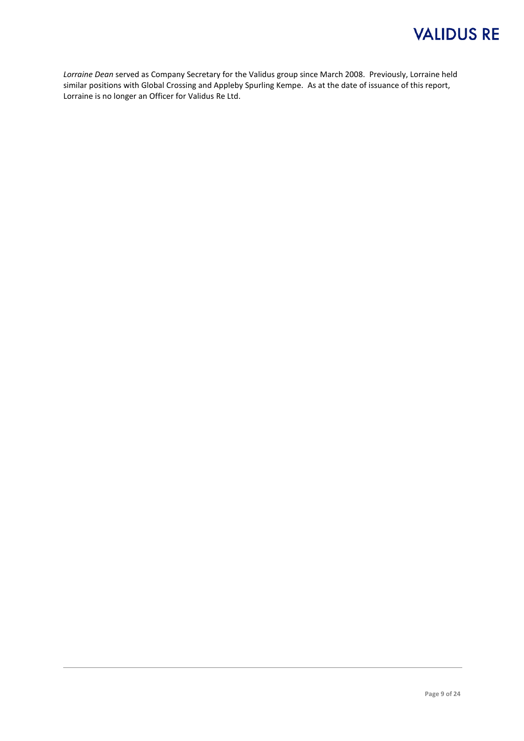*Lorraine Dean* served as Company Secretary for the Validus group since March 2008. Previously, Lorraine held similar positions with Global Crossing and Appleby Spurling Kempe. As at the date of issuance of this report, Lorraine is no longer an Officer for Validus Re Ltd.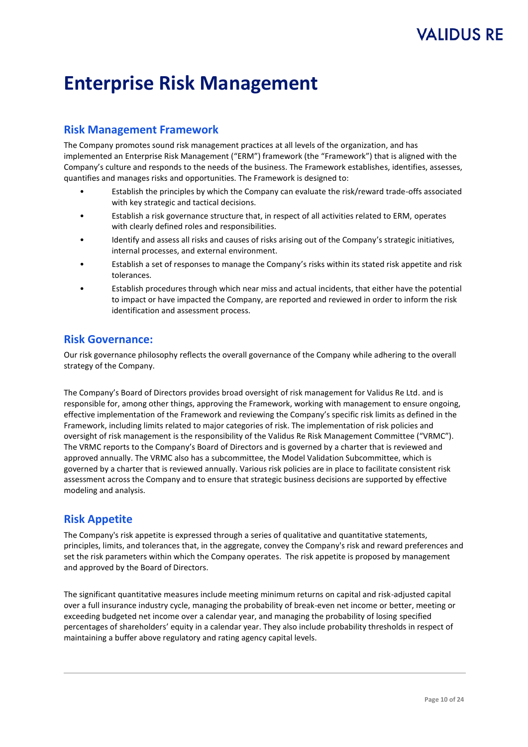# Enterprise Risk Management

## Risk Management Framework

The Company promotes sound risk management practices at all levels of the organization, and has implemented an Enterprise Risk Management ("ERM") framework (the "Framework") that is aligned with the Company's culture and responds to the needs of the business. The Framework establishes, identifies, assesses, quantifies and manages risks and opportunities. The Framework is designed to:

- Establish the principles by which the Company can evaluate the risk/reward trade-offs associated with key strategic and tactical decisions.
- Establish a risk governance structure that, in respect of all activities related to ERM, operates with clearly defined roles and responsibilities.
- Identify and assess all risks and causes of risks arising out of the Company's strategic initiatives, internal processes, and external environment.
- Establish a set of responses to manage the Company's risks within its stated risk appetite and risk tolerances.
- Establish procedures through which near miss and actual incidents, that either have the potential to impact or have impacted the Company, are reported and reviewed in order to inform the risk identification and assessment process.

## Risk Governance:

Our risk governance philosophy reflects the overall governance of the Company while adhering to the overall strategy of the Company.

The Company's Board of Directors provides broad oversight of risk management for Validus Re Ltd. and is responsible for, among other things, approving the Framework, working with management to ensure ongoing, effective implementation of the Framework and reviewing the Company's specific risk limits as defined in the Framework, including limits related to major categories of risk. The implementation of risk policies and oversight of risk management is the responsibility of the Validus Re Risk Management Committee ("VRMC"). The VRMC reports to the Company's Board of Directors and is governed by a charter that is reviewed and approved annually. The VRMC also has a subcommittee, the Model Validation Subcommittee, which is governed by a charter that is reviewed annually. Various risk policies are in place to facilitate consistent risk assessment across the Company and to ensure that strategic business decisions are supported by effective modeling and analysis.

## Risk Appetite

The Company's risk appetite is expressed through a series of qualitative and quantitative statements, principles, limits, and tolerances that, in the aggregate, convey the Company's risk and reward preferences and set the risk parameters within which the Company operates. The risk appetite is proposed by management and approved by the Board of Directors.

The significant quantitative measures include meeting minimum returns on capital and risk-adjusted capital over a full insurance industry cycle, managing the probability of break-even net income or better, meeting or exceeding budgeted net income over a calendar year, and managing the probability of losing specified percentages of shareholders' equity in a calendar year. They also include probability thresholds in respect of maintaining a buffer above regulatory and rating agency capital levels.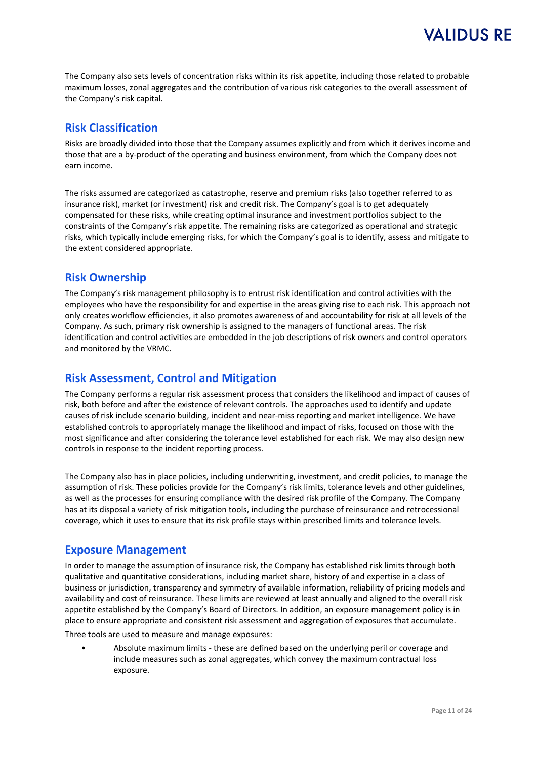The Company also sets levels of concentration risks within its risk appetite, including those related to probable maximum losses, zonal aggregates and the contribution of various risk categories to the overall assessment of the Company's risk capital.

## Risk Classification

Risks are broadly divided into those that the Company assumes explicitly and from which it derives income and those that are a by-product of the operating and business environment, from which the Company does not earn income.

The risks assumed are categorized as catastrophe, reserve and premium risks (also together referred to as insurance risk), market (or investment) risk and credit risk. The Company's goal is to get adequately compensated for these risks, while creating optimal insurance and investment portfolios subject to the constraints of the Company's risk appetite. The remaining risks are categorized as operational and strategic risks, which typically include emerging risks, for which the Company's goal is to identify, assess and mitigate to the extent considered appropriate.

## Risk Ownership

The Company's risk management philosophy is to entrust risk identification and control activities with the employees who have the responsibility for and expertise in the areas giving rise to each risk. This approach not only creates workflow efficiencies, it also promotes awareness of and accountability for risk at all levels of the Company. As such, primary risk ownership is assigned to the managers of functional areas. The risk identification and control activities are embedded in the job descriptions of risk owners and control operators and monitored by the VRMC.

## Risk Assessment, Control and Mitigation

The Company performs a regular risk assessment process that considers the likelihood and impact of causes of risk, both before and after the existence of relevant controls. The approaches used to identify and update causes of risk include scenario building, incident and near-miss reporting and market intelligence. We have established controls to appropriately manage the likelihood and impact of risks, focused on those with the most significance and after considering the tolerance level established for each risk. We may also design new controls in response to the incident reporting process.

The Company also has in place policies, including underwriting, investment, and credit policies, to manage the assumption of risk. These policies provide for the Company's risk limits, tolerance levels and other guidelines, as well as the processes for ensuring compliance with the desired risk profile of the Company. The Company has at its disposal a variety of risk mitigation tools, including the purchase of reinsurance and retrocessional coverage, which it uses to ensure that its risk profile stays within prescribed limits and tolerance levels.

## Exposure Management

In order to manage the assumption of insurance risk, the Company has established risk limits through both qualitative and quantitative considerations, including market share, history of and expertise in a class of business or jurisdiction, transparency and symmetry of available information, reliability of pricing models and availability and cost of reinsurance. These limits are reviewed at least annually and aligned to the overall risk appetite established by the Company's Board of Directors. In addition, an exposure management policy is in place to ensure appropriate and consistent risk assessment and aggregation of exposures that accumulate.

Three tools are used to measure and manage exposures:

- Absolute maximum limits - these are defined based on the underlying peril or coverage and include measures such as zonal aggregates, which convey the maximum contractual loss exposure.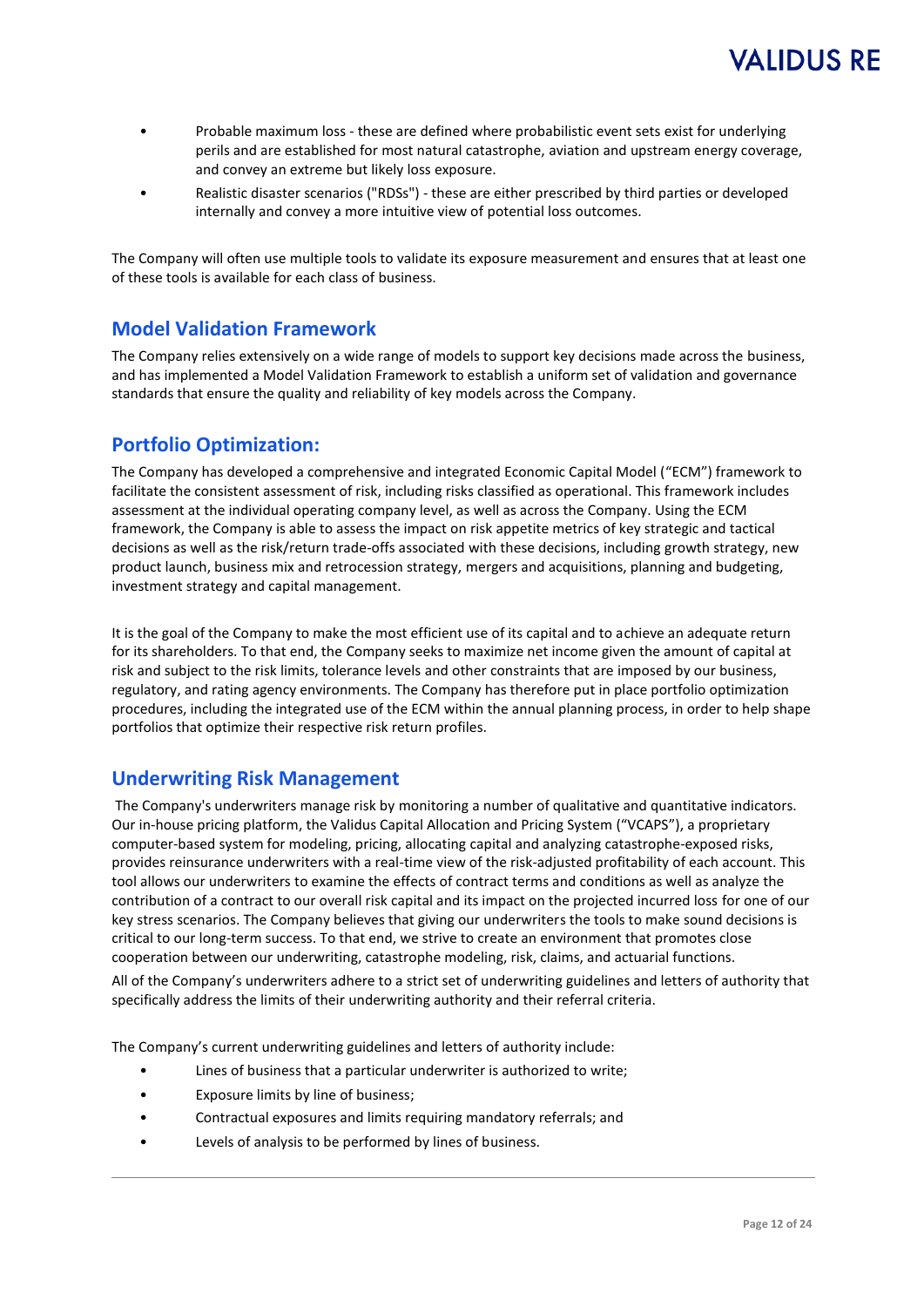- Probable maximum loss - these are defined where probabilistic event sets exist for underlying perils and are established for most natural catastrophe, aviation and upstream energy coverage, and convey an extreme but likely loss exposure.
- Realistic disaster scenarios ("RDSs") - these are either prescribed by third parties or developed internally and convey a more intuitive view of potential loss outcomes.

The Company will often use multiple tools to validate its exposure measurement and ensures that at least one of these tools is available for each class of business.

## Model Validation Framework

The Company relies extensively on a wide range of models to support key decisions made across the business, and has implemented a Model Validation Framework to establish a uniform set of validation and governance standards that ensure the quality and reliability of key models across the Company.

## Portfolio Optimization:

The Company has developed a comprehensive and integrated Economic Capital Model ("ECM") framework to facilitate the consistent assessment of risk, including risks classified as operational. This framework includes assessment at the individual operating company level, as well as across the Company. Using the ECM framework, the Company is able to assess the impact on risk appetite metrics of key strategic and tactical decisions as well as the risk/return trade-offs associated with these decisions, including growth strategy, new product launch, business mix and retrocession strategy, mergers and acquisitions, planning and budgeting, investment strategy and capital management.

It is the goal of the Company to make the most efficient use of its capital and to achieve an adequate return for its shareholders. To that end, the Company seeks to maximize net income given the amount of capital at risk and subject to the risk limits, tolerance levels and other constraints that are imposed by our business, regulatory, and rating agency environments. The Company has therefore put in place portfolio optimization procedures, including the integrated use of the ECM within the annual planning process, in order to help shape portfolios that optimize their respective risk return profiles.

## Underwriting Risk Management

The Company's underwriters manage risk by monitoring a number of qualitative and quantitative indicators. Our in-house pricing platform, the Validus Capital Allocation and Pricing System ("VCAPS"), a proprietary computer-based system for modeling, pricing, allocating capital and analyzing catastrophe-exposed risks, provides reinsurance underwriters with a real-time view of the risk-adjusted profitability of each account. This tool allows our underwriters to examine the effects of contract terms and conditions as well as analyze the contribution of a contract to our overall risk capital and its impact on the projected incurred loss for one of our key stress scenarios. The Company believes that giving our underwriters the tools to make sound decisions is critical to our long-term success. To that end, we strive to create an environment that promotes close cooperation between our underwriting, catastrophe modeling, risk, claims, and actuarial functions.

All of the Company's underwriters adhere to a strict set of underwriting guidelines and letters of authority that specifically address the limits of their underwriting authority and their referral criteria.

The Company's current underwriting guidelines and letters of authority include:

- Lines of business that a particular underwriter is authorized to write;
- Exposure limits by line of business;
- Contractual exposures and limits requiring mandatory referrals; and
- Levels of analysis to be performed by lines of business.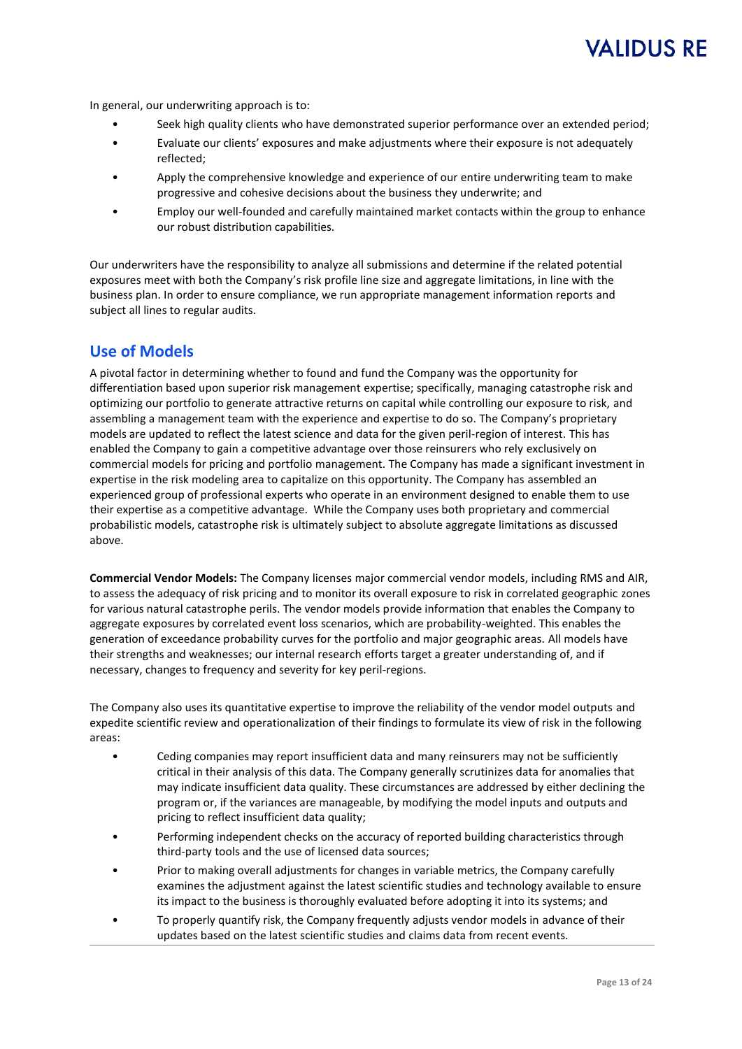In general, our underwriting approach is to:

- Seek high quality clients who have demonstrated superior performance over an extended period;
- Evaluate our clients' exposures and make adjustments where their exposure is not adequately reflected;
- Apply the comprehensive knowledge and experience of our entire underwriting team to make progressive and cohesive decisions about the business they underwrite; and
- Employ our well-founded and carefully maintained market contacts within the group to enhance our robust distribution capabilities.

Our underwriters have the responsibility to analyze all submissions and determine if the related potential exposures meet with both the Company's risk profile line size and aggregate limitations, in line with the business plan. In order to ensure compliance, we run appropriate management information reports and subject all lines to regular audits.

## Use of Models

A pivotal factor in determining whether to found and fund the Company was the opportunity for differentiation based upon superior risk management expertise; specifically, managing catastrophe risk and optimizing our portfolio to generate attractive returns on capital while controlling our exposure to risk, and assembling a management team with the experience and expertise to do so. The Company's proprietary models are updated to reflect the latest science and data for the given peril-region of interest. This has enabled the Company to gain a competitive advantage over those reinsurers who rely exclusively on commercial models for pricing and portfolio management. The Company has made a significant investment in expertise in the risk modeling area to capitalize on this opportunity. The Company has assembled an experienced group of professional experts who operate in an environment designed to enable them to use their expertise as a competitive advantage. While the Company uses both proprietary and commercial probabilistic models, catastrophe risk is ultimately subject to absolute aggregate limitations as discussed above.

**Commercial Vendor Models:** The Company licenses major commercial vendor models, including RMS and AIR, to assess the adequacy of risk pricing and to monitor its overall exposure to risk in correlated geographic zones for various natural catastrophe perils. The vendor models provide information that enables the Company to aggregate exposures by correlated event loss scenarios, which are probability-weighted. This enables the generation of exceedance probability curves for the portfolio and major geographic areas. All models have their strengths and weaknesses; our internal research efforts target a greater understanding of, and if necessary, changes to frequency and severity for key peril-regions.

The Company also uses its quantitative expertise to improve the reliability of the vendor model outputs and expedite scientific review and operationalization of their findings to formulate its view of risk in the following areas:

- Ceding companies may report insufficient data and many reinsurers may not be sufficiently critical in their analysis of this data. The Company generally scrutinizes data for anomalies that may indicate insufficient data quality. These circumstances are addressed by either declining the program or, if the variances are manageable, by modifying the model inputs and outputs and pricing to reflect insufficient data quality;
- Performing independent checks on the accuracy of reported building characteristics through third-party tools and the use of licensed data sources;
- Prior to making overall adjustments for changes in variable metrics, the Company carefully examines the adjustment against the latest scientific studies and technology available to ensure its impact to the business is thoroughly evaluated before adopting it into its systems; and
- To properly quantify risk, the Company frequently adjusts vendor models in advance of their updates based on the latest scientific studies and claims data from recent events.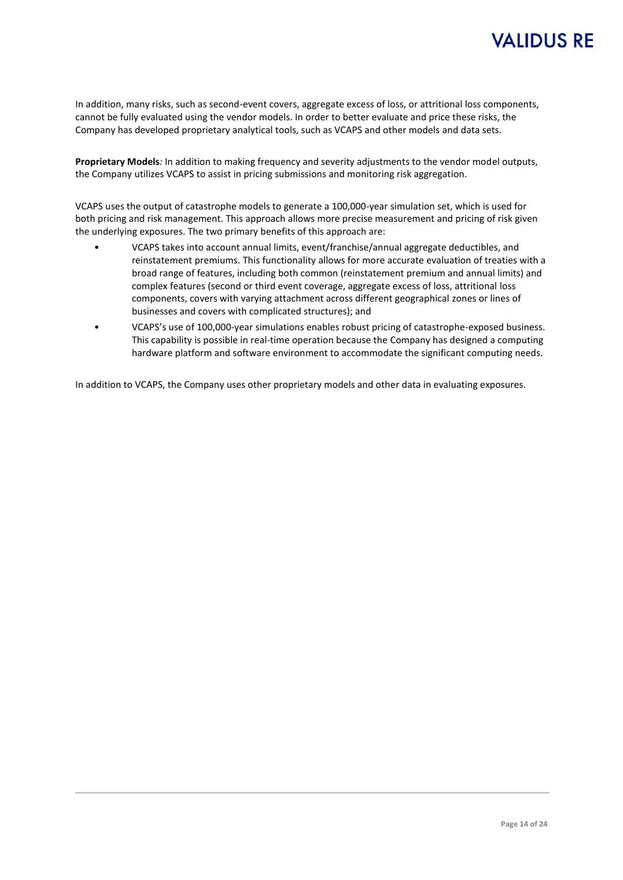In addition, many risks, such as second-event covers, aggregate excess of loss, or attritional loss components, cannot be fully evaluated using the vendor models. In order to better evaluate and price these risks, the Company has developed proprietary analytical tools, such as VCAPS and other models and data sets.

**Proprietary Models***:* In addition to making frequency and severity adjustments to the vendor model outputs, the Company utilizes VCAPS to assist in pricing submissions and monitoring risk aggregation.

VCAPS uses the output of catastrophe models to generate a 100,000-year simulation set, which is used for both pricing and risk management. This approach allows more precise measurement and pricing of risk given the underlying exposures. The two primary benefits of this approach are:

- VCAPS takes into account annual limits, event/franchise/annual aggregate deductibles, and reinstatement premiums. This functionality allows for more accurate evaluation of treaties with a broad range of features, including both common (reinstatement premium and annual limits) and complex features (second or third event coverage, aggregate excess of loss, attritional loss components, covers with varying attachment across different geographical zones or lines of businesses and covers with complicated structures); and
- VCAPS's use of 100,000-year simulations enables robust pricing of catastrophe-exposed business. This capability is possible in real-time operation because the Company has designed a computing hardware platform and software environment to accommodate the significant computing needs.

In addition to VCAPS, the Company uses other proprietary models and other data in evaluating exposures.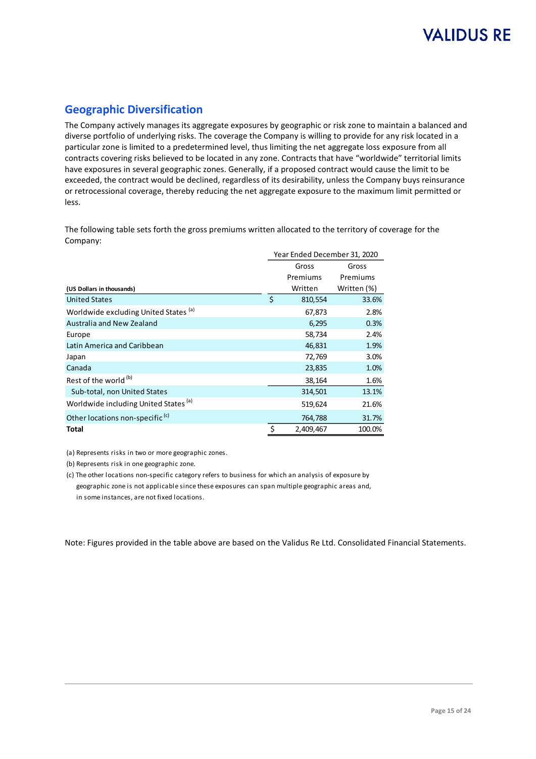## Geographic Diversification

The Company actively manages its aggregate exposures by geographic or risk zone to maintain a balanced and diverse portfolio of underlying risks. The coverage the Company is willing to provide for any risk located in a particular zone is limited to a predetermined level, thus limiting the net aggregate loss exposure from all contracts covering risks believed to be located in any zone. Contracts that have "worldwide" territorial limits have exposures in several geographic zones. Generally, if a proposed contract would cause the limit to be exceeded, the contract would be declined, regardless of its desirability, unless the Company buys reinsurance or retrocessional coverage, thereby reducing the net aggregate exposure to the maximum limit permitted or less.

The following table sets forth the gross premiums written allocated to the territory of coverage for the Company:

| | Year Ended December 31, 2020 | |
|---|---|---|
| **(US Dollars in thousands)** | Gross Premiums Written | Gross Premiums Written (%) |
| United States | $ 810,554 | 33.6% |
| Worldwide excluding United States [(a)] | 67,873 | 2.8% |
| Australia and New Zealand | 6,295 | 0.3% |
| Europe | 58,734 | 2.4% |
| Latin America and Caribbean | 46,831 | 1.9% |
| Japan | 72,769 | 3.0% |
| Canada | 23,835 | 1.0% |
| Rest of the world [(b)] | 38,164 | 1.6% |
| Sub-total, non United States | 314,501 | 13.1% |
| Worldwide including United States [(a)] | 519,624 | 21.6% |
| Other locations non-specific [(c)] | 764,788 | 31.7% |
| **Total** | $ 2,409,467 | 100.0% |

(a) Represents risks in two or more geographic zones.

(b) Represents risk in one geographic zone.

(c) The other locations non-specific category refers to business for which an analysis of exposure by geographic zone is not applicable since these exposures can span multiple geographic areas and, in some instances, are not fixed locations.

Note: Figures provided in the table above are based on the Validus Re Ltd. Consolidated Financial Statements.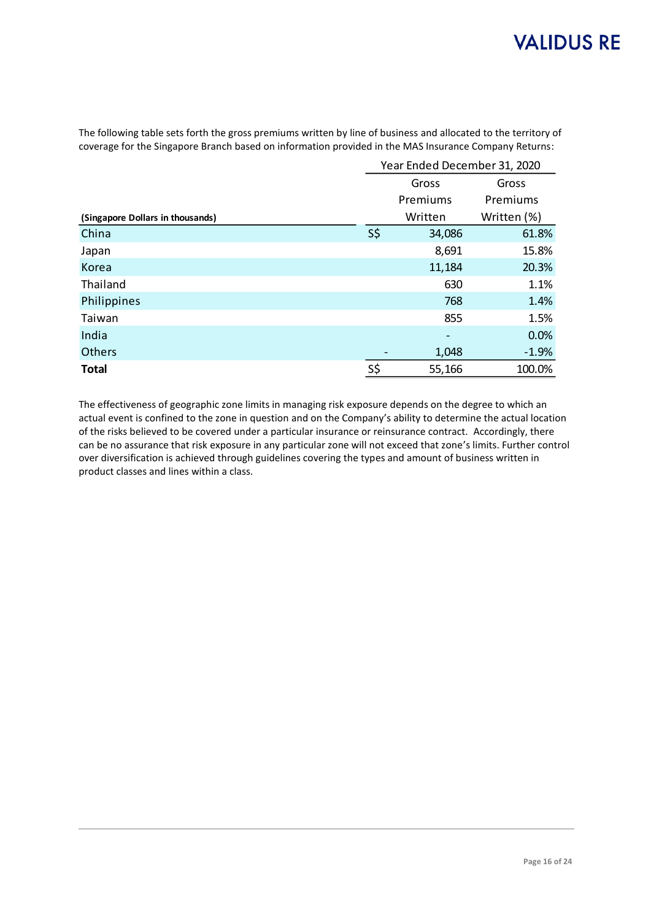The following table sets forth the gross premiums written by line of business and allocated to the territory of coverage for the Singapore Branch based on information provided in the MAS Insurance Company Returns:

| (Singapore Dollars in thousands) | Year Ended December 31, 2020 | | |
|---|---|---|---|
| | | Gross Premiums Written | Gross Premiums Written (%) |
| China | S$ | 34,086 | 61.8% |
| Japan | | 8,691 | 15.8% |
| Korea | | 11,184 | 20.3% |
| Thailand | | 630 | 1.1% |
| Philippines | | 768 | 1.4% |
| Taiwan | | 855 | 1.5% |
| India | | - | 0.0% |
| Others | - | 1,048 | -1.9% |
| **Total** | S$ | 55,166 | 100.0% |

The effectiveness of geographic zone limits in managing risk exposure depends on the degree to which an actual event is confined to the zone in question and on the Company's ability to determine the actual location of the risks believed to be covered under a particular insurance or reinsurance contract. Accordingly, there can be no assurance that risk exposure in any particular zone will not exceed that zone's limits. Further control over diversification is achieved through guidelines covering the types and amount of business written in product classes and lines within a class.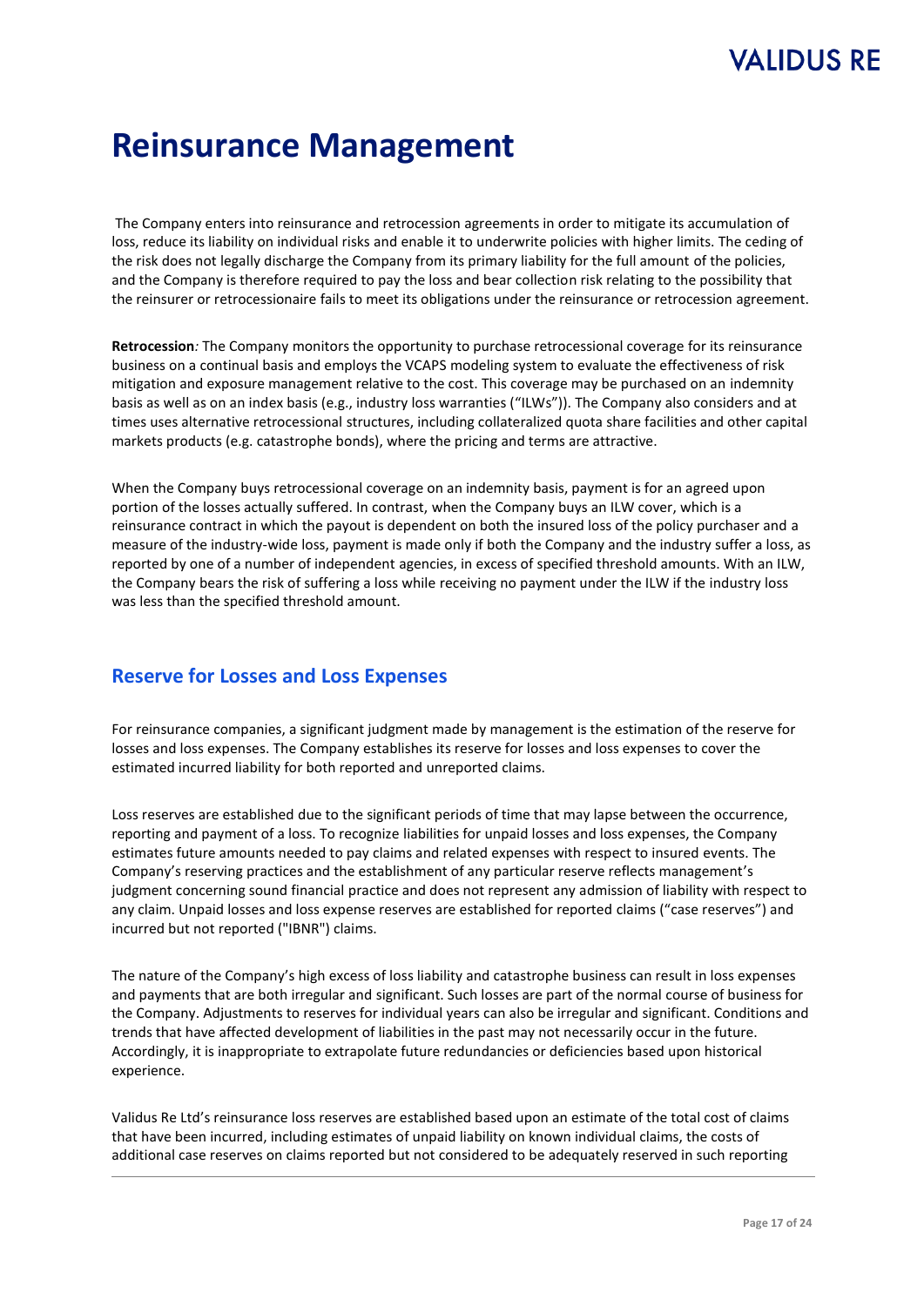# Reinsurance Management

The Company enters into reinsurance and retrocession agreements in order to mitigate its accumulation of loss, reduce its liability on individual risks and enable it to underwrite policies with higher limits. The ceding of the risk does not legally discharge the Company from its primary liability for the full amount of the policies, and the Company is therefore required to pay the loss and bear collection risk relating to the possibility that the reinsurer or retrocessionaire fails to meet its obligations under the reinsurance or retrocession agreement.

**Retrocession***:* The Company monitors the opportunity to purchase retrocessional coverage for its reinsurance business on a continual basis and employs the VCAPS modeling system to evaluate the effectiveness of risk mitigation and exposure management relative to the cost. This coverage may be purchased on an indemnity basis as well as on an index basis (e.g., industry loss warranties ("ILWs")). The Company also considers and at times uses alternative retrocessional structures, including collateralized quota share facilities and other capital markets products (e.g. catastrophe bonds), where the pricing and terms are attractive.

When the Company buys retrocessional coverage on an indemnity basis, payment is for an agreed upon portion of the losses actually suffered. In contrast, when the Company buys an ILW cover, which is a reinsurance contract in which the payout is dependent on both the insured loss of the policy purchaser and a measure of the industry-wide loss, payment is made only if both the Company and the industry suffer a loss, as reported by one of a number of independent agencies, in excess of specified threshold amounts. With an ILW, the Company bears the risk of suffering a loss while receiving no payment under the ILW if the industry loss was less than the specified threshold amount.

## Reserve for Losses and Loss Expenses

For reinsurance companies, a significant judgment made by management is the estimation of the reserve for losses and loss expenses. The Company establishes its reserve for losses and loss expenses to cover the estimated incurred liability for both reported and unreported claims.

Loss reserves are established due to the significant periods of time that may lapse between the occurrence, reporting and payment of a loss. To recognize liabilities for unpaid losses and loss expenses, the Company estimates future amounts needed to pay claims and related expenses with respect to insured events. The Company's reserving practices and the establishment of any particular reserve reflects management's judgment concerning sound financial practice and does not represent any admission of liability with respect to any claim. Unpaid losses and loss expense reserves are established for reported claims ("case reserves") and incurred but not reported ("IBNR") claims.

The nature of the Company's high excess of loss liability and catastrophe business can result in loss expenses and payments that are both irregular and significant. Such losses are part of the normal course of business for the Company. Adjustments to reserves for individual years can also be irregular and significant. Conditions and trends that have affected development of liabilities in the past may not necessarily occur in the future. Accordingly, it is inappropriate to extrapolate future redundancies or deficiencies based upon historical experience.

Validus Re Ltd's reinsurance loss reserves are established based upon an estimate of the total cost of claims that have been incurred, including estimates of unpaid liability on known individual claims, the costs of additional case reserves on claims reported but not considered to be adequately reserved in such reporting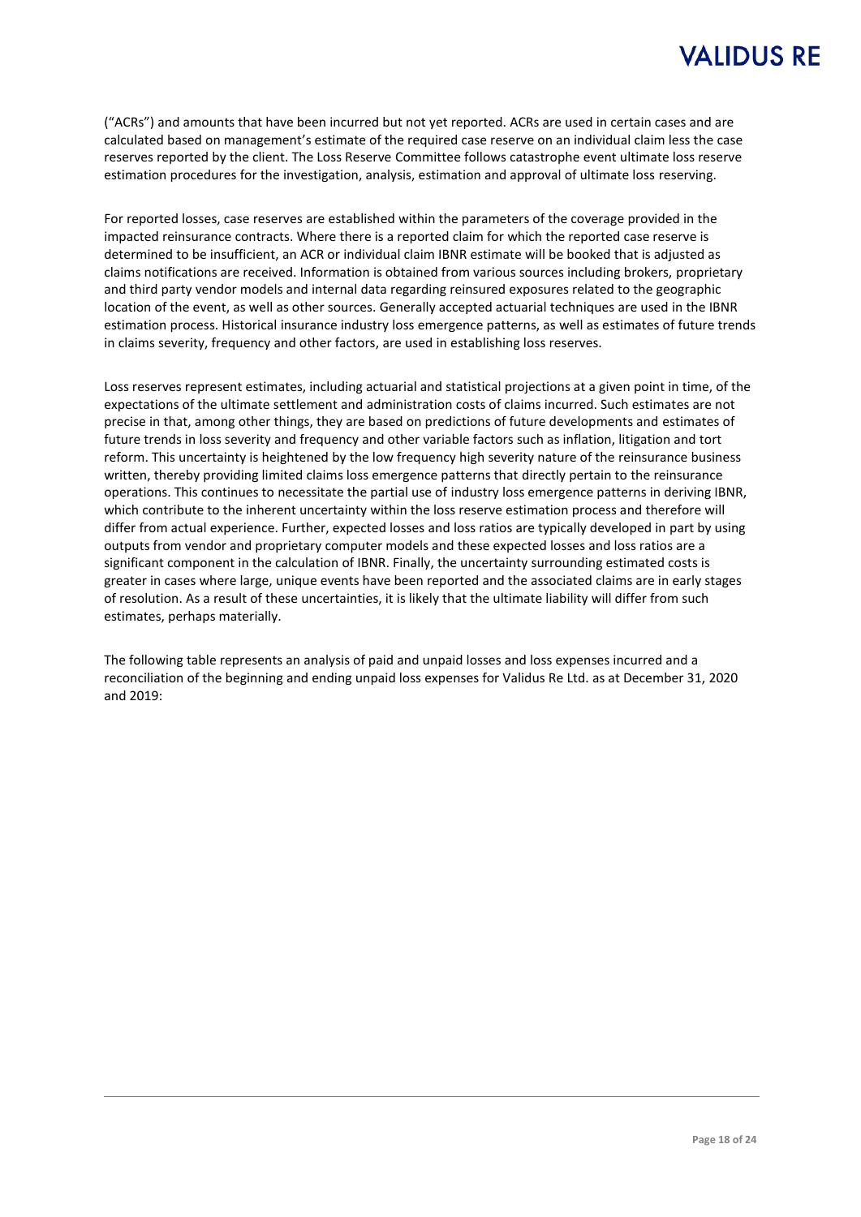("ACRs") and amounts that have been incurred but not yet reported. ACRs are used in certain cases and are calculated based on management's estimate of the required case reserve on an individual claim less the case reserves reported by the client. The Loss Reserve Committee follows catastrophe event ultimate loss reserve estimation procedures for the investigation, analysis, estimation and approval of ultimate loss reserving.

For reported losses, case reserves are established within the parameters of the coverage provided in the impacted reinsurance contracts. Where there is a reported claim for which the reported case reserve is determined to be insufficient, an ACR or individual claim IBNR estimate will be booked that is adjusted as claims notifications are received. Information is obtained from various sources including brokers, proprietary and third party vendor models and internal data regarding reinsured exposures related to the geographic location of the event, as well as other sources. Generally accepted actuarial techniques are used in the IBNR estimation process. Historical insurance industry loss emergence patterns, as well as estimates of future trends in claims severity, frequency and other factors, are used in establishing loss reserves.

Loss reserves represent estimates, including actuarial and statistical projections at a given point in time, of the expectations of the ultimate settlement and administration costs of claims incurred. Such estimates are not precise in that, among other things, they are based on predictions of future developments and estimates of future trends in loss severity and frequency and other variable factors such as inflation, litigation and tort reform. This uncertainty is heightened by the low frequency high severity nature of the reinsurance business written, thereby providing limited claims loss emergence patterns that directly pertain to the reinsurance operations. This continues to necessitate the partial use of industry loss emergence patterns in deriving IBNR, which contribute to the inherent uncertainty within the loss reserve estimation process and therefore will differ from actual experience. Further, expected losses and loss ratios are typically developed in part by using outputs from vendor and proprietary computer models and these expected losses and loss ratios are a significant component in the calculation of IBNR. Finally, the uncertainty surrounding estimated costs is greater in cases where large, unique events have been reported and the associated claims are in early stages of resolution. As a result of these uncertainties, it is likely that the ultimate liability will differ from such estimates, perhaps materially.

The following table represents an analysis of paid and unpaid losses and loss expenses incurred and a reconciliation of the beginning and ending unpaid loss expenses for Validus Re Ltd. as at December 31, 2020 and 2019: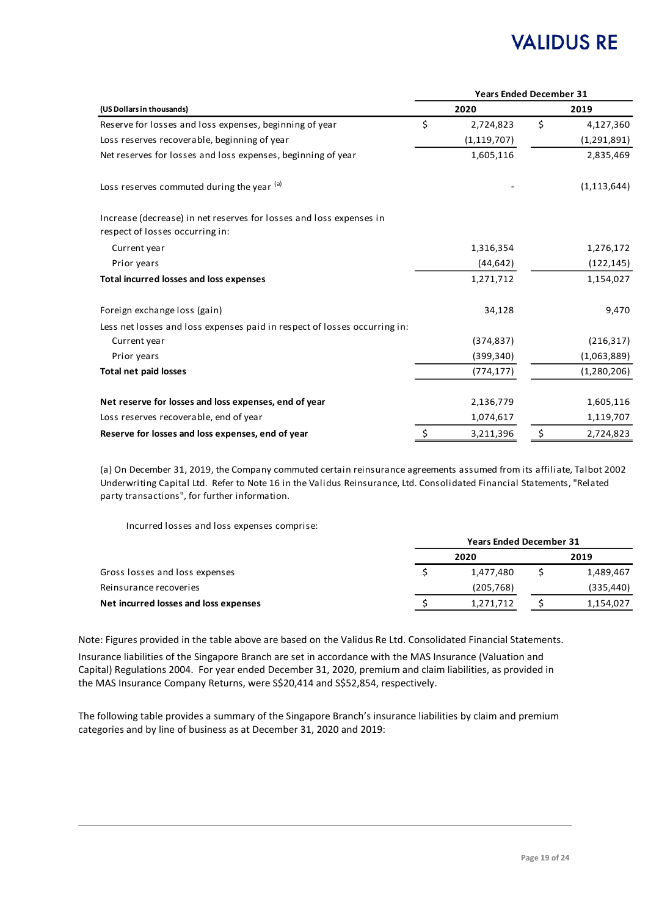| (US Dollars in thousands) | Years Ended December 31 2020 | 2019 |
|---|---|---|
| Reserve for losses and loss expenses, beginning of year | $ 2,724,823 | $ 4,127,360 |
| Loss reserves recoverable, beginning of year | (1,119,707) | (1,291,891) |
| Net reserves for losses and loss expenses, beginning of year | 1,605,116 | 2,835,469 |
| Loss reserves commuted during the year [(a)] | - | (1,113,644) |
| Increase (decrease) in net reserves for losses and loss expenses in respect of losses occurring in: | | |
| Current year | 1,316,354 | 1,276,172 |
| Prior years | (44,642) | (122,145) |
| **Total incurred losses and loss expenses** | 1,271,712 | 1,154,027 |
| Foreign exchange loss (gain) | 34,128 | 9,470 |
| Less net losses and loss expenses paid in respect of losses occurring in: | | |
| Current year | (374,837) | (216,317) |
| Prior years | (399,340) | (1,063,889) |
| **Total net paid losses** | (774,177) | (1,280,206) |
| **Net reserve for losses and loss expenses, end of year** | 2,136,779 | 1,605,116 |
| Loss reserves recoverable, end of year | 1,074,617 | 1,119,707 |
| **Reserve for losses and loss expenses, end of year** | $ 3,211,396 | $ 2,724,823 |

(a) On December 31, 2019, the Company commuted certain reinsurance agreements assumed from its affiliate, Talbot 2002 Underwriting Capital Ltd. Refer to Note 16 in the Validus Reinsurance, Ltd. Consolidated Financial Statements, "Related party transactions", for further information.

Incurred losses and loss expenses comprise:

| | Years Ended December 31 2020 | 2019 |
|---|---|---|
| Gross losses and loss expenses | $ 1,477,480 | $ 1,489,467 |
| Reinsurance recoveries | (205,768) | (335,440) |
| **Net incurred losses and loss expenses** | $ 1,271,712 | $ 1,154,027 |

Note: Figures provided in the table above are based on the Validus Re Ltd. Consolidated Financial Statements.

Insurance liabilities of the Singapore Branch are set in accordance with the MAS Insurance (Valuation and Capital) Regulations 2004. For year ended December 31, 2020, premium and claim liabilities, as provided in the MAS Insurance Company Returns, were S$20,414 and S$52,854, respectively.

The following table provides a summary of the Singapore Branch's insurance liabilities by claim and premium categories and by line of business as at December 31, 2020 and 2019: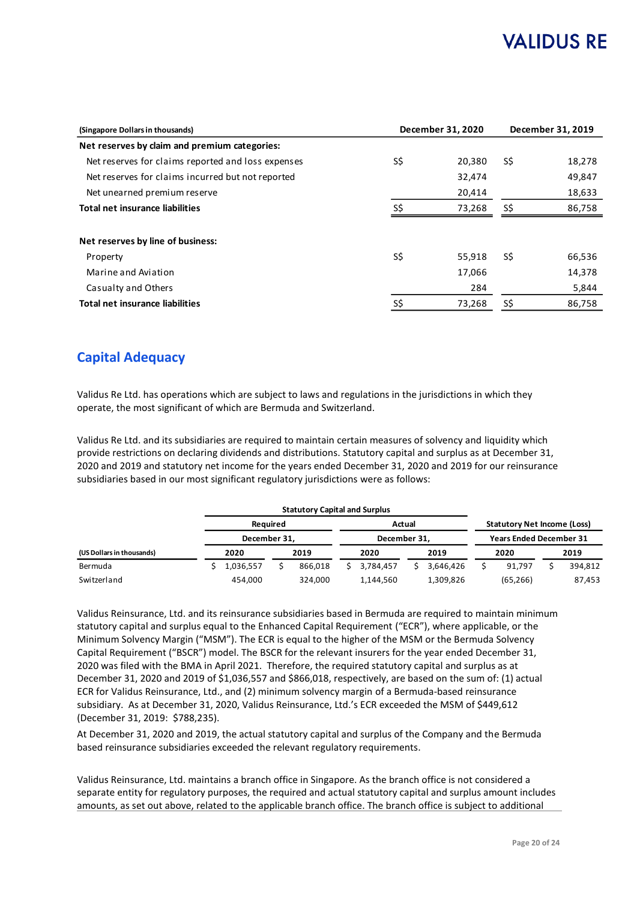| (Singapore Dollars in thousands) | December 31, 2020 | December 31, 2019 |
|---|---|---|
| **Net reserves by claim and premium categories:** | | |
| Net reserves for claims reported and loss expenses | S$ 20,380 | S$ 18,278 |
| Net reserves for claims incurred but not reported | 32,474 | 49,847 |
| Net unearned premium reserve | 20,414 | 18,633 |
| **Total net insurance liabilities** | S$ 73,268 | S$ 86,758 |
| | | |
| **Net reserves by line of business:** | | |
| Property | S$ 55,918 | S$ 66,536 |
| Marine and Aviation | 17,066 | 14,378 |
| Casualty and Others | 284 | 5,844 |
| **Total net insurance liabilities** | S$ 73,268 | S$ 86,758 |

## Capital Adequacy

Validus Re Ltd. has operations which are subject to laws and regulations in the jurisdictions in which they operate, the most significant of which are Bermuda and Switzerland.

Validus Re Ltd. and its subsidiaries are required to maintain certain measures of solvency and liquidity which provide restrictions on declaring dividends and distributions. Statutory capital and surplus as at December 31, 2020 and 2019 and statutory net income for the years ended December 31, 2020 and 2019 for our reinsurance subsidiaries based in our most significant regulatory jurisdictions were as follows:

| | Statutory Capital and Surplus | | | | Statutory Net Income (Loss) | |
|---|---|---|---|---|---|---|
| | Required | | Actual | | | |
| | December 31, | | December 31, | | Years Ended December 31 | |
| (US Dollars in thousands) | 2020 | 2019 | 2020 | 2019 | 2020 | 2019 |
| Bermuda | $ 1,036,557 | $ 866,018 | $ 3,784,457 | $ 3,646,426 | $ 91,797 | $ 394,812 |
| Switzerland | 454,000 | 324,000 | 1,144,560 | 1,309,826 | (65,266) | 87,453 |

Validus Reinsurance, Ltd. and its reinsurance subsidiaries based in Bermuda are required to maintain minimum statutory capital and surplus equal to the Enhanced Capital Requirement ("ECR"), where applicable, or the Minimum Solvency Margin ("MSM"). The ECR is equal to the higher of the MSM or the Bermuda Solvency Capital Requirement ("BSCR") model. The BSCR for the relevant insurers for the year ended December 31, 2020 was filed with the BMA in April 2021. Therefore, the required statutory capital and surplus as at December 31, 2020 and 2019 of $1,036,557 and $866,018, respectively, are based on the sum of: (1) actual ECR for Validus Reinsurance, Ltd., and (2) minimum solvency margin of a Bermuda-based reinsurance subsidiary. As at December 31, 2020, Validus Reinsurance, Ltd.'s ECR exceeded the MSM of $449,612 (December 31, 2019: $788,235).

At December 31, 2020 and 2019, the actual statutory capital and surplus of the Company and the Bermuda based reinsurance subsidiaries exceeded the relevant regulatory requirements.

Validus Reinsurance, Ltd. maintains a branch office in Singapore. As the branch office is not considered a separate entity for regulatory purposes, the required and actual statutory capital and surplus amount includes amounts, as set out above, related to the applicable branch office. The branch office is subject to additional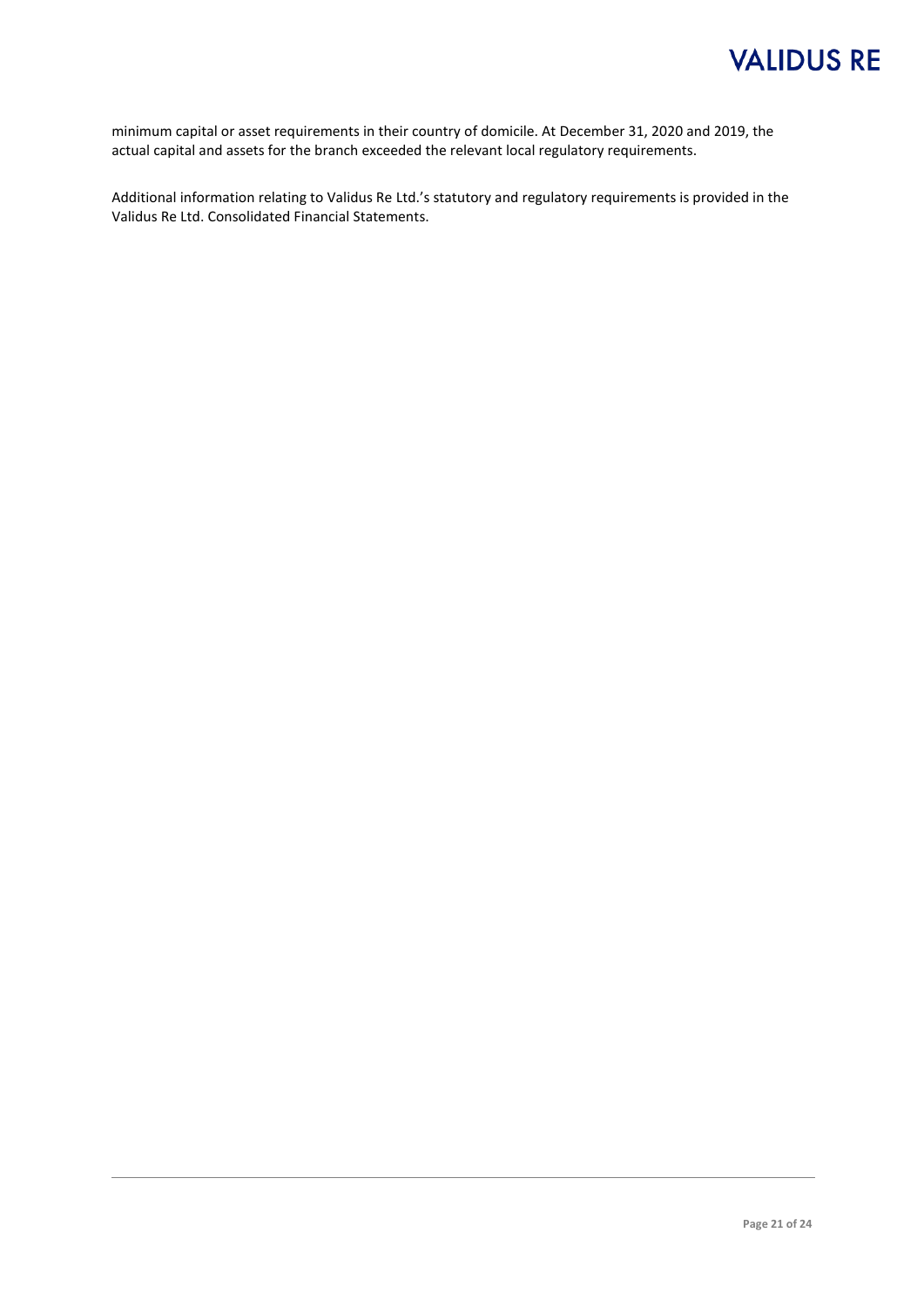minimum capital or asset requirements in their country of domicile. At December 31, 2020 and 2019, the actual capital and assets for the branch exceeded the relevant local regulatory requirements.

Additional information relating to Validus Re Ltd.'s statutory and regulatory requirements is provided in the Validus Re Ltd. Consolidated Financial Statements.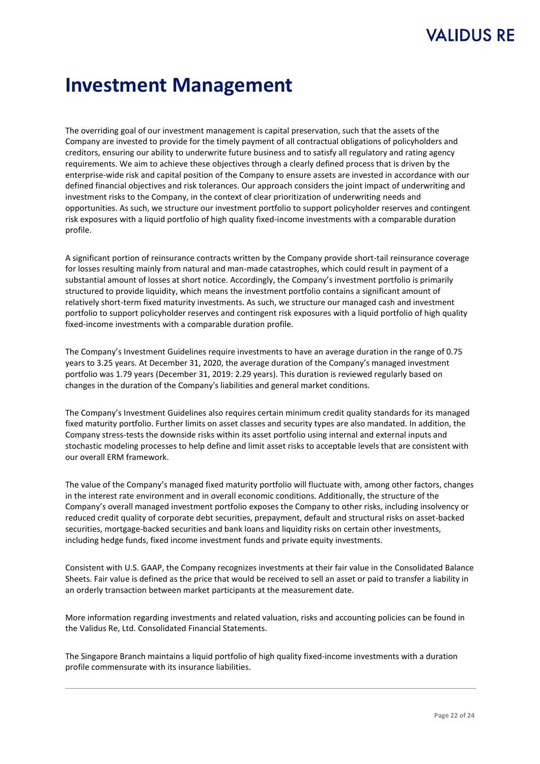# Investment Management

The overriding goal of our investment management is capital preservation, such that the assets of the Company are invested to provide for the timely payment of all contractual obligations of policyholders and creditors, ensuring our ability to underwrite future business and to satisfy all regulatory and rating agency requirements. We aim to achieve these objectives through a clearly defined process that is driven by the enterprise-wide risk and capital position of the Company to ensure assets are invested in accordance with our defined financial objectives and risk tolerances. Our approach considers the joint impact of underwriting and investment risks to the Company, in the context of clear prioritization of underwriting needs and opportunities. As such, we structure our investment portfolio to support policyholder reserves and contingent risk exposures with a liquid portfolio of high quality fixed-income investments with a comparable duration profile.

A significant portion of reinsurance contracts written by the Company provide short-tail reinsurance coverage for losses resulting mainly from natural and man-made catastrophes, which could result in payment of a substantial amount of losses at short notice. Accordingly, the Company's investment portfolio is primarily structured to provide liquidity, which means the investment portfolio contains a significant amount of relatively short-term fixed maturity investments. As such, we structure our managed cash and investment portfolio to support policyholder reserves and contingent risk exposures with a liquid portfolio of high quality fixed-income investments with a comparable duration profile.

The Company's Investment Guidelines require investments to have an average duration in the range of 0.75 years to 3.25 years. At December 31, 2020, the average duration of the Company's managed investment portfolio was 1.79 years (December 31, 2019: 2.29 years). This duration is reviewed regularly based on changes in the duration of the Company's liabilities and general market conditions.

The Company's Investment Guidelines also requires certain minimum credit quality standards for its managed fixed maturity portfolio. Further limits on asset classes and security types are also mandated. In addition, the Company stress-tests the downside risks within its asset portfolio using internal and external inputs and stochastic modeling processes to help define and limit asset risks to acceptable levels that are consistent with our overall ERM framework.

The value of the Company's managed fixed maturity portfolio will fluctuate with, among other factors, changes in the interest rate environment and in overall economic conditions. Additionally, the structure of the Company's overall managed investment portfolio exposes the Company to other risks, including insolvency or reduced credit quality of corporate debt securities, prepayment, default and structural risks on asset-backed securities, mortgage-backed securities and bank loans and liquidity risks on certain other investments, including hedge funds, fixed income investment funds and private equity investments.

Consistent with U.S. GAAP, the Company recognizes investments at their fair value in the Consolidated Balance Sheets. Fair value is defined as the price that would be received to sell an asset or paid to transfer a liability in an orderly transaction between market participants at the measurement date.

More information regarding investments and related valuation, risks and accounting policies can be found in the Validus Re, Ltd. Consolidated Financial Statements.

The Singapore Branch maintains a liquid portfolio of high quality fixed-income investments with a duration profile commensurate with its insurance liabilities.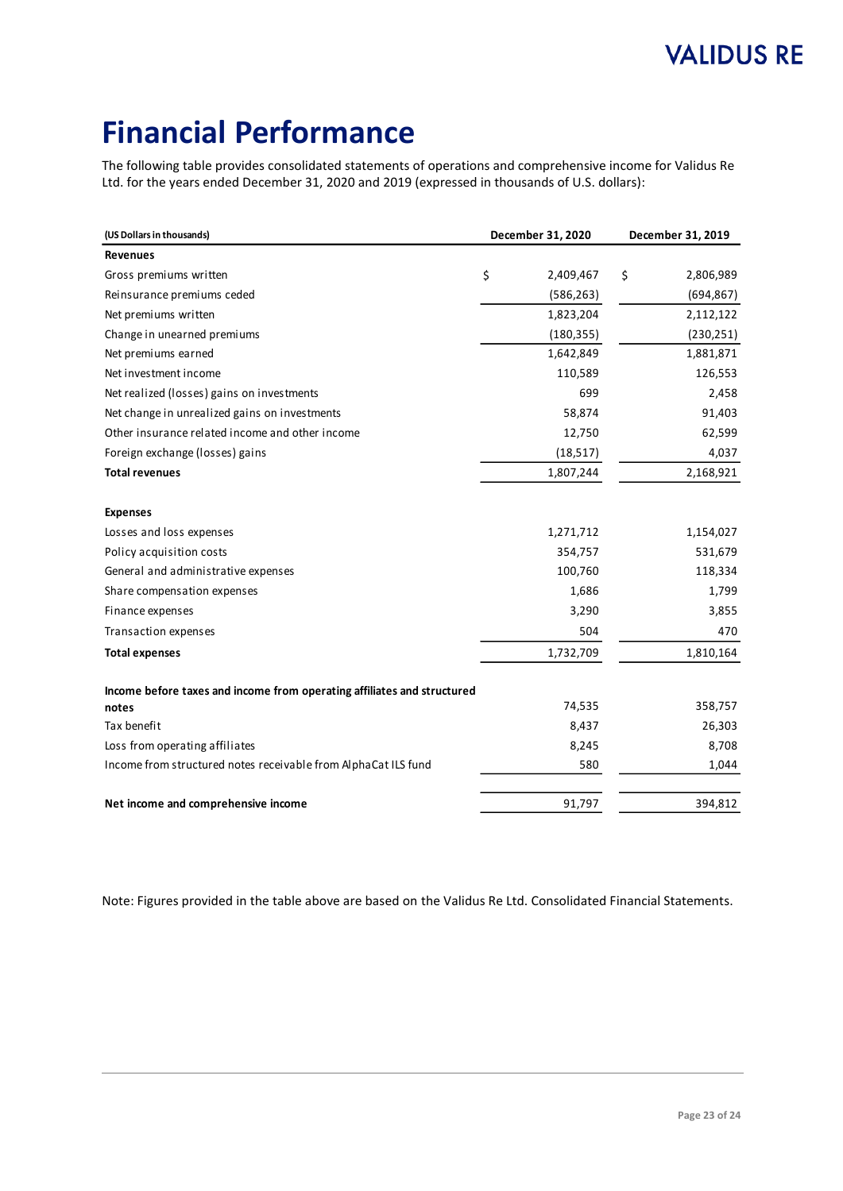# Financial Performance

The following table provides consolidated statements of operations and comprehensive income for Validus Re Ltd. for the years ended December 31, 2020 and 2019 (expressed in thousands of U.S. dollars):

| (US Dollars in thousands) | December 31, 2020 | December 31, 2019 |
|---|---|---|
| **Revenues** | | |
| Gross premiums written | $ 2,409,467 | $ 2,806,989 |
| Reinsurance premiums ceded | (586,263) | (694,867) |
| Net premiums written | 1,823,204 | 2,112,122 |
| Change in unearned premiums | (180,355) | (230,251) |
| Net premiums earned | 1,642,849 | 1,881,871 |
| Net investment income | 110,589 | 126,553 |
| Net realized (losses) gains on investments | 699 | 2,458 |
| Net change in unrealized gains on investments | 58,874 | 91,403 |
| Other insurance related income and other income | 12,750 | 62,599 |
| Foreign exchange (losses) gains | (18,517) | 4,037 |
| **Total revenues** | 1,807,244 | 2,168,921 |
| | | |
| **Expenses** | | |
| Losses and loss expenses | 1,271,712 | 1,154,027 |
| Policy acquisition costs | 354,757 | 531,679 |
| General and administrative expenses | 100,760 | 118,334 |
| Share compensation expenses | 1,686 | 1,799 |
| Finance expenses | 3,290 | 3,855 |
| Transaction expenses | 504 | 470 |
| **Total expenses** | 1,732,709 | 1,810,164 |
| | | |
| **Income before taxes and income from operating affiliates and structured notes** | 74,535 | 358,757 |
| Tax benefit | 8,437 | 26,303 |
| Loss from operating affiliates | 8,245 | 8,708 |
| Income from structured notes receivable from AlphaCat ILS fund | 580 | 1,044 |
| | | |
| **Net income and comprehensive income** | 91,797 | 394,812 |

Note: Figures provided in the table above are based on the Validus Re Ltd. Consolidated Financial Statements.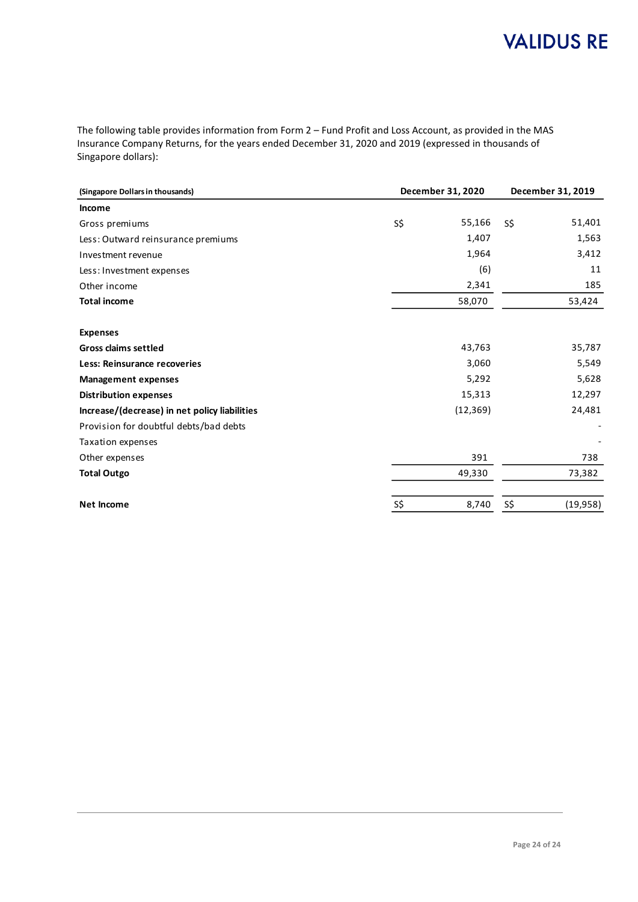The following table provides information from Form 2 – Fund Profit and Loss Account, as provided in the MAS Insurance Company Returns, for the years ended December 31, 2020 and 2019 (expressed in thousands of Singapore dollars):

| (Singapore Dollars in thousands) | December 31, 2020 | | December 31, 2019 | |
|---|---|---|---|---|
| **Income** | | | | |
| Gross premiums | S$ | 55,166 | S$ | 51,401 |
| Less: Outward reinsurance premiums | | 1,407 | | 1,563 |
| Investment revenue | | 1,964 | | 3,412 |
| Less: Investment expenses | | (6) | | 11 |
| Other income | | 2,341 | | 185 |
| **Total income** | | 58,070 | | 53,424 |
| | | | | |
| **Expenses** | | | | |
| **Gross claims settled** | | 43,763 | | 35,787 |
| **Less: Reinsurance recoveries** | | 3,060 | | 5,549 |
| **Management expenses** | | 5,292 | | 5,628 |
| **Distribution expenses** | | 15,313 | | 12,297 |
| **Increase/(decrease) in net policy liabilities** | | (12,369) | | 24,481 |
| Provision for doubtful debts/bad debts | | | | - |
| Taxation expenses | | | | - |
| Other expenses | | 391 | | 738 |
| **Total Outgo** | | 49,330 | | 73,382 |
| | | | | |
| **Net Income** | S$ | 8,740 | S$ | (19,958) |